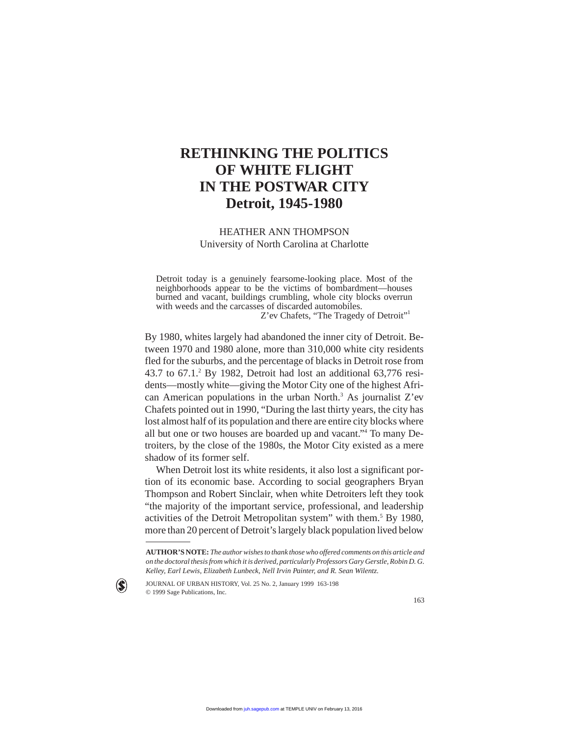# RETHINKING THE POLITICS OF WHITE FLIGHT IN THE POSTWAR CITY
## Detroit, 1945-1980

HEATHER ANN THOMPSON
University of North Carolina at Charlotte

> Detroit today is a genuinely fearsome-looking place. Most of the neighborhoods appear to be the victims of bombardment—houses burned and vacant, buildings crumbling, whole city blocks overrun with weeds and the carcasses of discarded automobiles.
>
> Z'ev Chafets, "The Tragedy of Detroit"[1]

By 1980, whites largely had abandoned the inner city of Detroit. Between 1970 and 1980 alone, more than 310,000 white city residents fled for the suburbs, and the percentage of blacks in Detroit rose from 43.7 to 67.1.[2] By 1982, Detroit had lost an additional 63,776 residents—mostly white—giving the Motor City one of the highest African American populations in the urban North.[3] As journalist Z'ev Chafets pointed out in 1990, "During the last thirty years, the city has lost almost half of its population and there are entire city blocks where all but one or two houses are boarded up and vacant."[4] To many Detroiters, by the close of the 1980s, the Motor City existed as a mere shadow of its former self.

When Detroit lost its white residents, it also lost a significant portion of its economic base. According to social geographers Bryan Thompson and Robert Sinclair, when white Detroiters left they took "the majority of the important service, professional, and leadership activities of the Detroit Metropolitan system" with them.[5] By 1980, more than 20 percent of Detroit's largely black population lived below

**AUTHOR'S NOTE:** *The author wishes to thank those who offered comments on this article and on the doctoral thesis from which it is derived, particularly Professors Gary Gerstle, Robin D. G. Kelley, Earl Lewis, Elizabeth Lunbeck, Nell Irvin Painter, and R. Sean Wilentz.*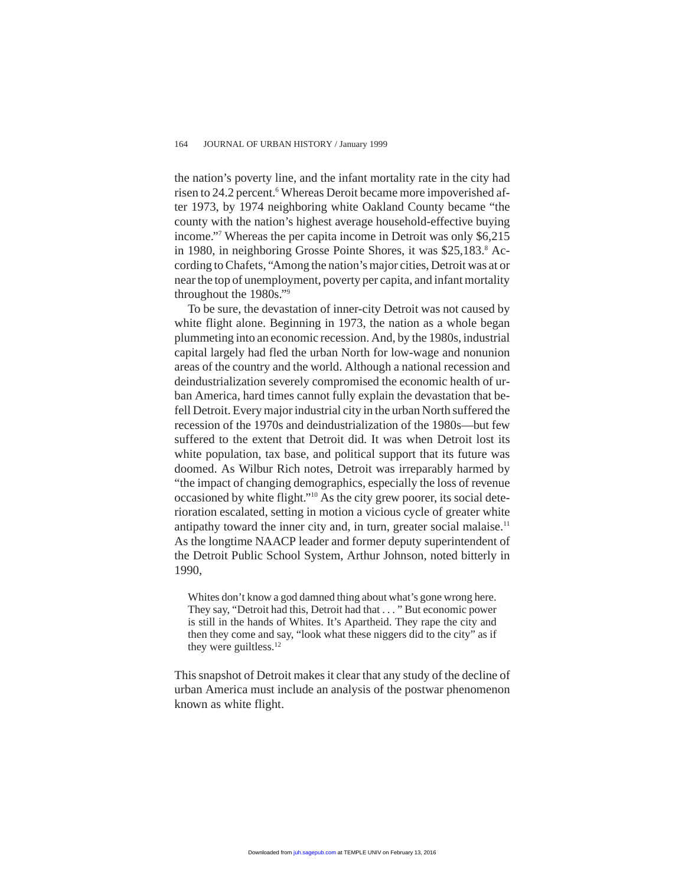the nation's poverty line, and the infant mortality rate in the city had risen to 24.2 percent.[6] Whereas Deroit became more impoverished after 1973, by 1974 neighboring white Oakland County became "the county with the nation's highest average household-effective buying income."[7] Whereas the per capita income in Detroit was only $6,215 in 1980, in neighboring Grosse Pointe Shores, it was $25,183.[8] According to Chafets, "Among the nation's major cities, Detroit was at or near the top of unemployment, poverty per capita, and infant mortality throughout the 1980s."[9]

To be sure, the devastation of inner-city Detroit was not caused by white flight alone. Beginning in 1973, the nation as a whole began plummeting into an economic recession. And, by the 1980s, industrial capital largely had fled the urban North for low-wage and nonunion areas of the country and the world. Although a national recession and deindustrialization severely compromised the economic health of urban America, hard times cannot fully explain the devastation that befell Detroit. Every major industrial city in the urban North suffered the recession of the 1970s and deindustrialization of the 1980s—but few suffered to the extent that Detroit did. It was when Detroit lost its white population, tax base, and political support that its future was doomed. As Wilbur Rich notes, Detroit was irreparably harmed by "the impact of changing demographics, especially the loss of revenue occasioned by white flight."[10] As the city grew poorer, its social deterioration escalated, setting in motion a vicious cycle of greater white antipathy toward the inner city and, in turn, greater social malaise.[11] As the longtime NAACP leader and former deputy superintendent of the Detroit Public School System, Arthur Johnson, noted bitterly in 1990,

> Whites don't know a god damned thing about what's gone wrong here. They say, "Detroit had this, Detroit had that . . . " But economic power is still in the hands of Whites. It's Apartheid. They rape the city and then they come and say, "look what these niggers did to the city" as if they were guiltless.[12]

This snapshot of Detroit makes it clear that any study of the decline of urban America must include an analysis of the postwar phenomenon known as white flight.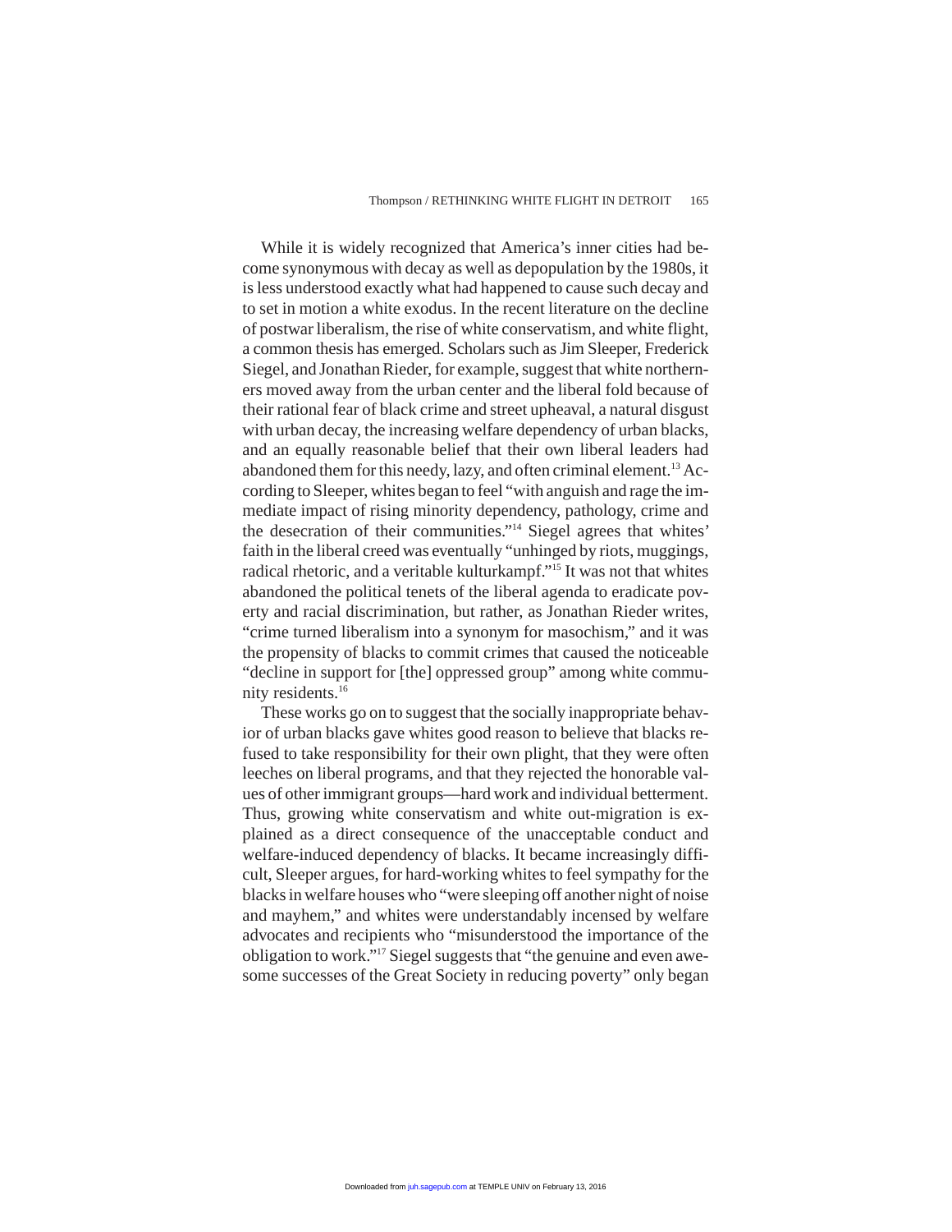While it is widely recognized that America's inner cities had become synonymous with decay as well as depopulation by the 1980s, it is less understood exactly what had happened to cause such decay and to set in motion a white exodus. In the recent literature on the decline of postwar liberalism, the rise of white conservatism, and white flight, a common thesis has emerged. Scholars such as Jim Sleeper, Frederick Siegel, and Jonathan Rieder, for example, suggest that white northerners moved away from the urban center and the liberal fold because of their rational fear of black crime and street upheaval, a natural disgust with urban decay, the increasing welfare dependency of urban blacks, and an equally reasonable belief that their own liberal leaders had abandoned them for this needy, lazy, and often criminal element.[13] According to Sleeper, whites began to feel "with anguish and rage the immediate impact of rising minority dependency, pathology, crime and the desecration of their communities."[14] Siegel agrees that whites' faith in the liberal creed was eventually "unhinged by riots, muggings, radical rhetoric, and a veritable kulturkampf."[15] It was not that whites abandoned the political tenets of the liberal agenda to eradicate poverty and racial discrimination, but rather, as Jonathan Rieder writes, "crime turned liberalism into a synonym for masochism," and it was the propensity of blacks to commit crimes that caused the noticeable "decline in support for [the] oppressed group" among white community residents.[16]

These works go on to suggest that the socially inappropriate behavior of urban blacks gave whites good reason to believe that blacks refused to take responsibility for their own plight, that they were often leeches on liberal programs, and that they rejected the honorable values of other immigrant groups—hard work and individual betterment. Thus, growing white conservatism and white out-migration is explained as a direct consequence of the unacceptable conduct and welfare-induced dependency of blacks. It became increasingly difficult, Sleeper argues, for hard-working whites to feel sympathy for the blacks in welfare houses who "were sleeping off another night of noise and mayhem," and whites were understandably incensed by welfare advocates and recipients who "misunderstood the importance of the obligation to work."[17] Siegel suggests that "the genuine and even awesome successes of the Great Society in reducing poverty" only began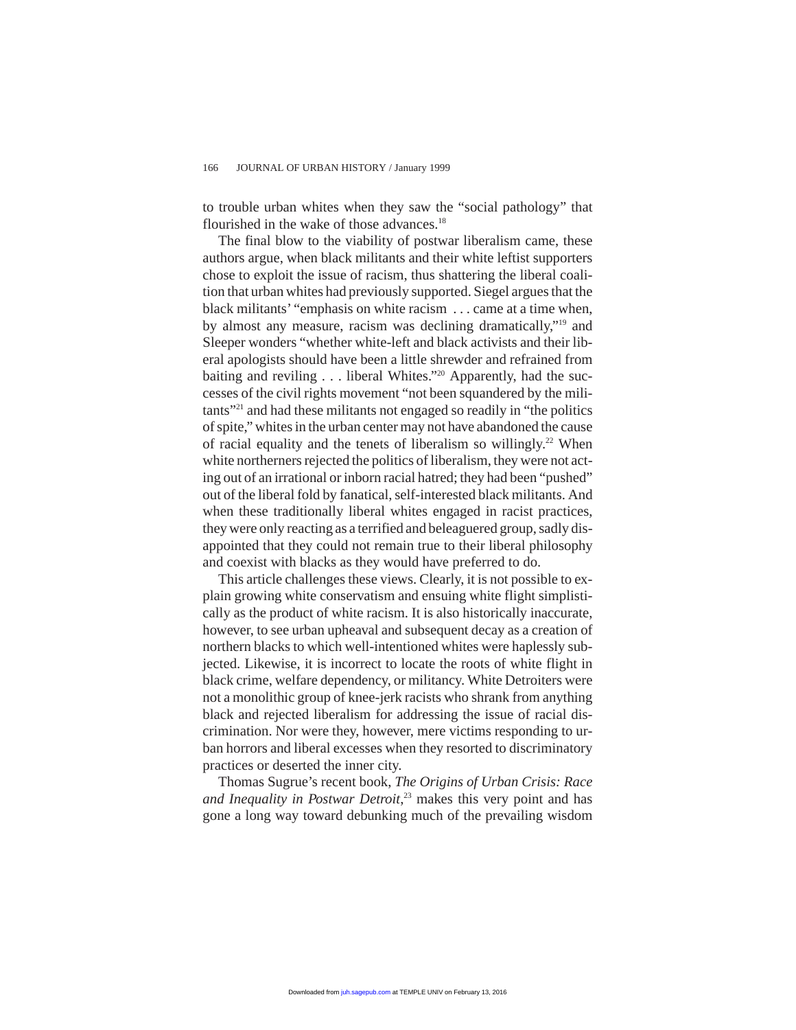to trouble urban whites when they saw the "social pathology" that flourished in the wake of those advances.[18]

The final blow to the viability of postwar liberalism came, these authors argue, when black militants and their white leftist supporters chose to exploit the issue of racism, thus shattering the liberal coalition that urban whites had previously supported. Siegel argues that the black militants' "emphasis on white racism . . . came at a time when, by almost any measure, racism was declining dramatically,"[19] and Sleeper wonders "whether white-left and black activists and their liberal apologists should have been a little shrewder and refrained from baiting and reviling . . . liberal Whites."[20] Apparently, had the successes of the civil rights movement "not been squandered by the militants"[21] and had these militants not engaged so readily in "the politics of spite," whites in the urban center may not have abandoned the cause of racial equality and the tenets of liberalism so willingly.[22] When white northerners rejected the politics of liberalism, they were not acting out of an irrational or inborn racial hatred; they had been "pushed" out of the liberal fold by fanatical, self-interested black militants. And when these traditionally liberal whites engaged in racist practices, they were only reacting as a terrified and beleaguered group, sadly disappointed that they could not remain true to their liberal philosophy and coexist with blacks as they would have preferred to do.

This article challenges these views. Clearly, it is not possible to explain growing white conservatism and ensuing white flight simplistically as the product of white racism. It is also historically inaccurate, however, to see urban upheaval and subsequent decay as a creation of northern blacks to which well-intentioned whites were haplessly subjected. Likewise, it is incorrect to locate the roots of white flight in black crime, welfare dependency, or militancy. White Detroiters were not a monolithic group of knee-jerk racists who shrank from anything black and rejected liberalism for addressing the issue of racial discrimination. Nor were they, however, mere victims responding to urban horrors and liberal excesses when they resorted to discriminatory practices or deserted the inner city.

Thomas Sugrue's recent book, *The Origins of Urban Crisis: Race and Inequality in Postwar Detroit*,[23] makes this very point and has gone a long way toward debunking much of the prevailing wisdom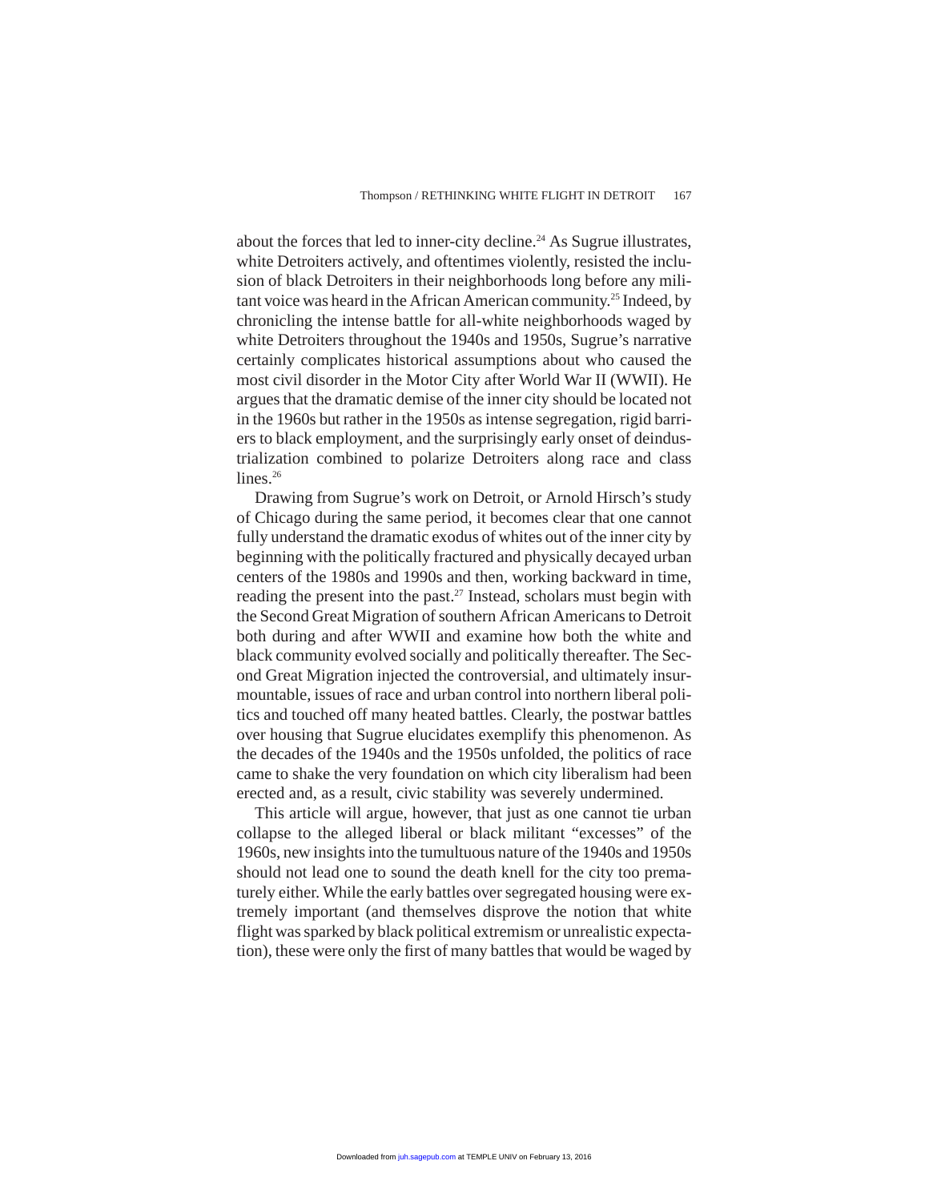about the forces that led to inner-city decline.[24] As Sugrue illustrates, white Detroiters actively, and oftentimes violently, resisted the inclusion of black Detroiters in their neighborhoods long before any militant voice was heard in the African American community.[25] Indeed, by chronicling the intense battle for all-white neighborhoods waged by white Detroiters throughout the 1940s and 1950s, Sugrue's narrative certainly complicates historical assumptions about who caused the most civil disorder in the Motor City after World War II (WWII). He argues that the dramatic demise of the inner city should be located not in the 1960s but rather in the 1950s as intense segregation, rigid barriers to black employment, and the surprisingly early onset of deindustrialization combined to polarize Detroiters along race and class lines.[26]

Drawing from Sugrue's work on Detroit, or Arnold Hirsch's study of Chicago during the same period, it becomes clear that one cannot fully understand the dramatic exodus of whites out of the inner city by beginning with the politically fractured and physically decayed urban centers of the 1980s and 1990s and then, working backward in time, reading the present into the past.[27] Instead, scholars must begin with the Second Great Migration of southern African Americans to Detroit both during and after WWII and examine how both the white and black community evolved socially and politically thereafter. The Second Great Migration injected the controversial, and ultimately insurmountable, issues of race and urban control into northern liberal politics and touched off many heated battles. Clearly, the postwar battles over housing that Sugrue elucidates exemplify this phenomenon. As the decades of the 1940s and the 1950s unfolded, the politics of race came to shake the very foundation on which city liberalism had been erected and, as a result, civic stability was severely undermined.

This article will argue, however, that just as one cannot tie urban collapse to the alleged liberal or black militant "excesses" of the 1960s, new insights into the tumultuous nature of the 1940s and 1950s should not lead one to sound the death knell for the city too prematurely either. While the early battles over segregated housing were extremely important (and themselves disprove the notion that white flight was sparked by black political extremism or unrealistic expectation), these were only the first of many battles that would be waged by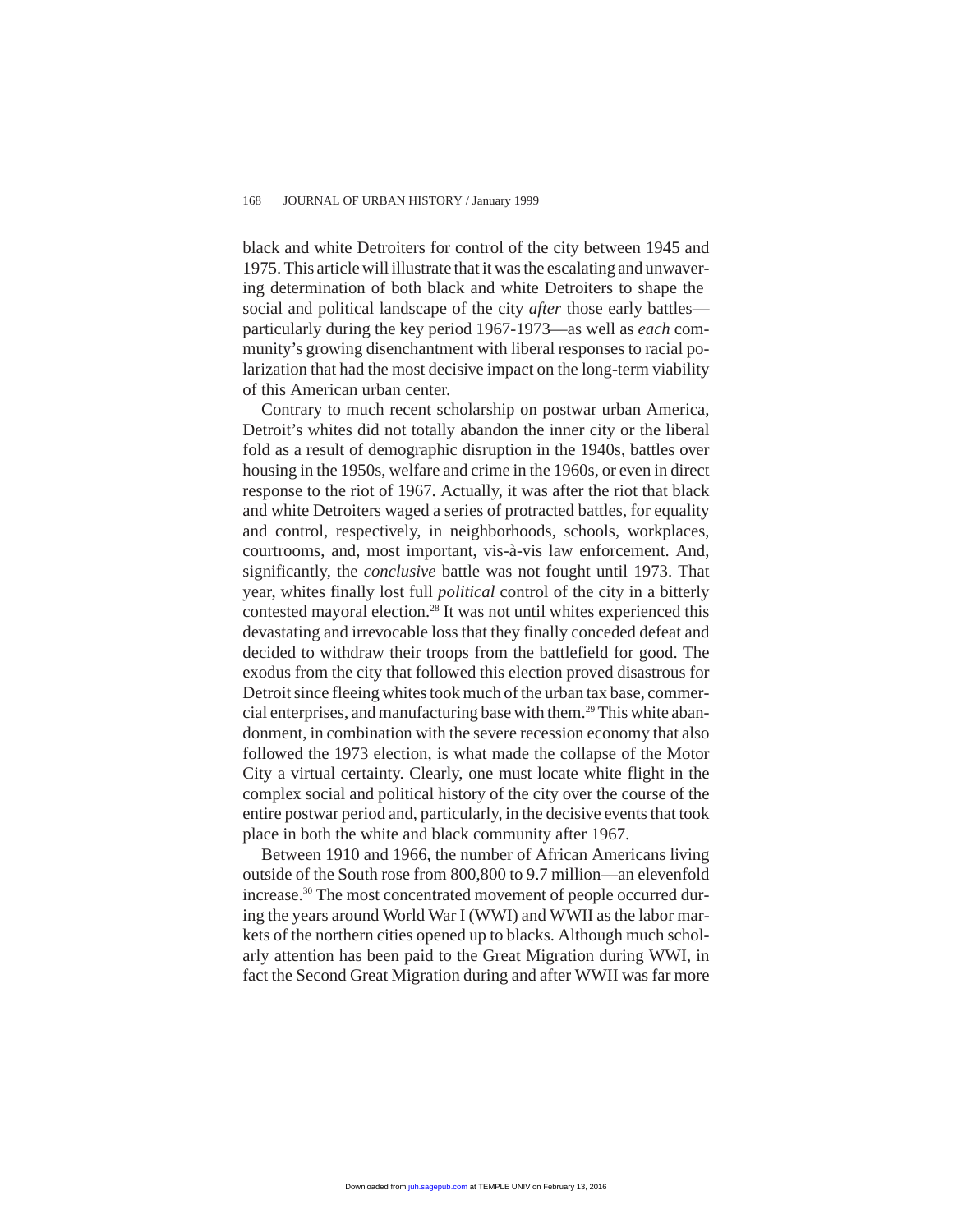black and white Detroiters for control of the city between 1945 and 1975. This article will illustrate that it was the escalating and unwavering determination of both black and white Detroiters to shape the social and political landscape of the city *after* those early battles—particularly during the key period 1967-1973—as well as *each* community's growing disenchantment with liberal responses to racial polarization that had the most decisive impact on the long-term viability of this American urban center.

Contrary to much recent scholarship on postwar urban America, Detroit's whites did not totally abandon the inner city or the liberal fold as a result of demographic disruption in the 1940s, battles over housing in the 1950s, welfare and crime in the 1960s, or even in direct response to the riot of 1967. Actually, it was after the riot that black and white Detroiters waged a series of protracted battles, for equality and control, respectively, in neighborhoods, schools, workplaces, courtrooms, and, most important, vis-à-vis law enforcement. And, significantly, the *conclusive* battle was not fought until 1973. That year, whites finally lost full *political* control of the city in a bitterly contested mayoral election.[28] It was not until whites experienced this devastating and irrevocable loss that they finally conceded defeat and decided to withdraw their troops from the battlefield for good. The exodus from the city that followed this election proved disastrous for Detroit since fleeing whites took much of the urban tax base, commercial enterprises, and manufacturing base with them.[29] This white abandonment, in combination with the severe recession economy that also followed the 1973 election, is what made the collapse of the Motor City a virtual certainty. Clearly, one must locate white flight in the complex social and political history of the city over the course of the entire postwar period and, particularly, in the decisive events that took place in both the white and black community after 1967.

Between 1910 and 1966, the number of African Americans living outside of the South rose from 800,800 to 9.7 million—an elevenfold increase.[30] The most concentrated movement of people occurred during the years around World War I (WWI) and WWII as the labor markets of the northern cities opened up to blacks. Although much scholarly attention has been paid to the Great Migration during WWI, in fact the Second Great Migration during and after WWII was far more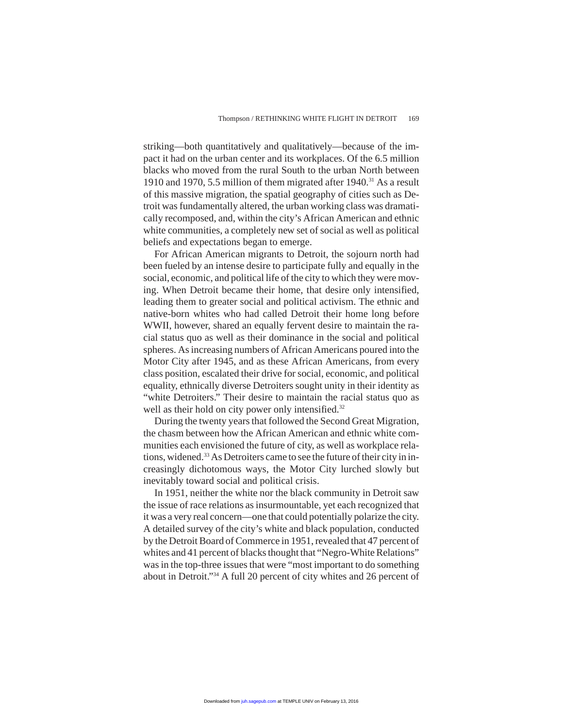striking—both quantitatively and qualitatively—because of the impact it had on the urban center and its workplaces. Of the 6.5 million blacks who moved from the rural South to the urban North between 1910 and 1970, 5.5 million of them migrated after 1940.[31] As a result of this massive migration, the spatial geography of cities such as Detroit was fundamentally altered, the urban working class was dramatically recomposed, and, within the city's African American and ethnic white communities, a completely new set of social as well as political beliefs and expectations began to emerge.

For African American migrants to Detroit, the sojourn north had been fueled by an intense desire to participate fully and equally in the social, economic, and political life of the city to which they were moving. When Detroit became their home, that desire only intensified, leading them to greater social and political activism. The ethnic and native-born whites who had called Detroit their home long before WWII, however, shared an equally fervent desire to maintain the racial status quo as well as their dominance in the social and political spheres. As increasing numbers of African Americans poured into the Motor City after 1945, and as these African Americans, from every class position, escalated their drive for social, economic, and political equality, ethnically diverse Detroiters sought unity in their identity as "white Detroiters." Their desire to maintain the racial status quo as well as their hold on city power only intensified.[32]

During the twenty years that followed the Second Great Migration, the chasm between how the African American and ethnic white communities each envisioned the future of city, as well as workplace relations, widened.[33] As Detroiters came to see the future of their city in increasingly dichotomous ways, the Motor City lurched slowly but inevitably toward social and political crisis.

In 1951, neither the white nor the black community in Detroit saw the issue of race relations as insurmountable, yet each recognized that it was a very real concern—one that could potentially polarize the city. A detailed survey of the city's white and black population, conducted by the Detroit Board of Commerce in 1951, revealed that 47 percent of whites and 41 percent of blacks thought that "Negro-White Relations" was in the top-three issues that were "most important to do something about in Detroit."[34] A full 20 percent of city whites and 26 percent of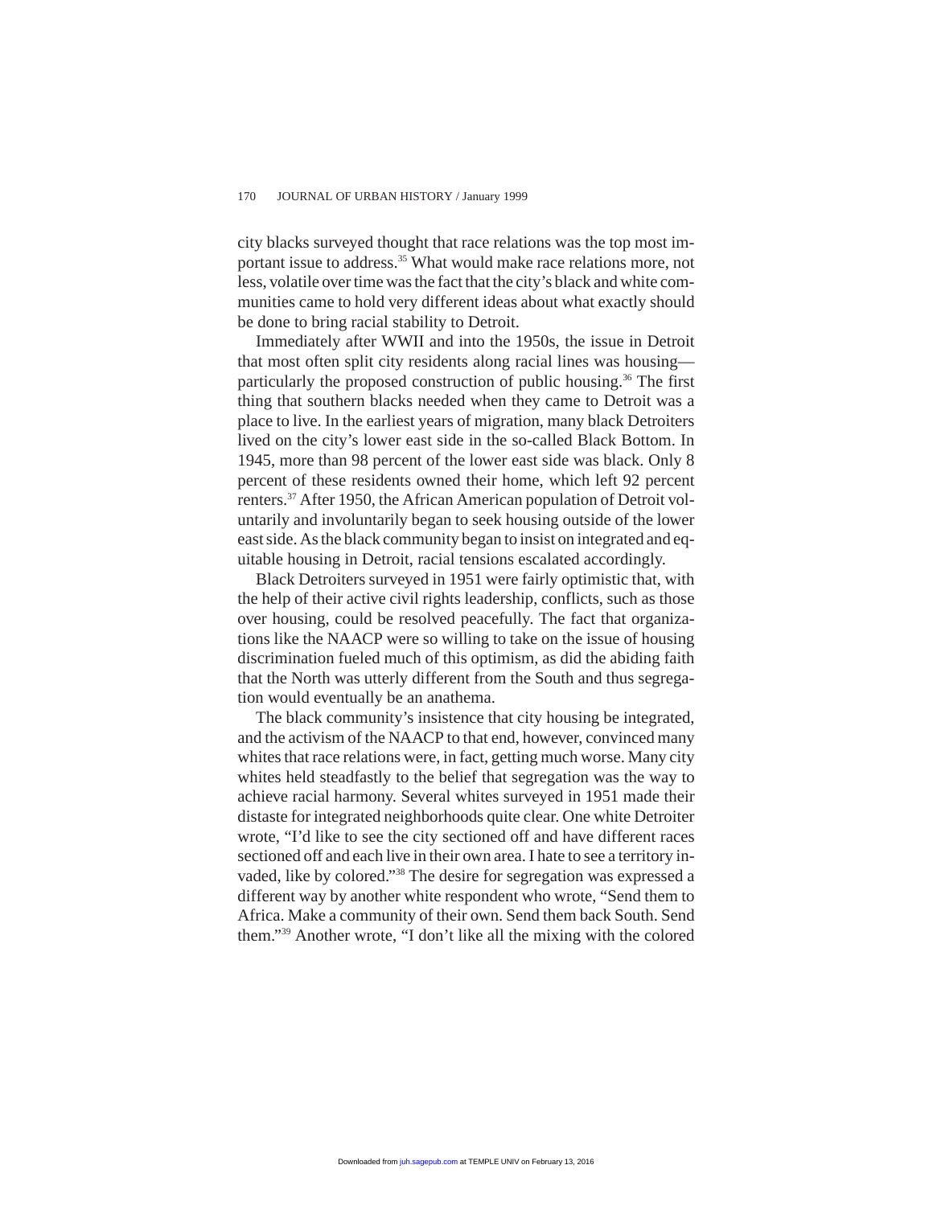city blacks surveyed thought that race relations was the top most important issue to address.[35] What would make race relations more, not less, volatile over time was the fact that the city's black and white communities came to hold very different ideas about what exactly should be done to bring racial stability to Detroit.

Immediately after WWII and into the 1950s, the issue in Detroit that most often split city residents along racial lines was housing—particularly the proposed construction of public housing.[36] The first thing that southern blacks needed when they came to Detroit was a place to live. In the earliest years of migration, many black Detroiters lived on the city's lower east side in the so-called Black Bottom. In 1945, more than 98 percent of the lower east side was black. Only 8 percent of these residents owned their home, which left 92 percent renters.[37] After 1950, the African American population of Detroit voluntarily and involuntarily began to seek housing outside of the lower east side. As the black community began to insist on integrated and equitable housing in Detroit, racial tensions escalated accordingly.

Black Detroiters surveyed in 1951 were fairly optimistic that, with the help of their active civil rights leadership, conflicts, such as those over housing, could be resolved peacefully. The fact that organizations like the NAACP were so willing to take on the issue of housing discrimination fueled much of this optimism, as did the abiding faith that the North was utterly different from the South and thus segregation would eventually be an anathema.

The black community's insistence that city housing be integrated, and the activism of the NAACP to that end, however, convinced many whites that race relations were, in fact, getting much worse. Many city whites held steadfastly to the belief that segregation was the way to achieve racial harmony. Several whites surveyed in 1951 made their distaste for integrated neighborhoods quite clear. One white Detroiter wrote, "I'd like to see the city sectioned off and have different races sectioned off and each live in their own area. I hate to see a territory invaded, like by colored."[38] The desire for segregation was expressed a different way by another white respondent who wrote, "Send them to Africa. Make a community of their own. Send them back South. Send them."[39] Another wrote, "I don't like all the mixing with the colored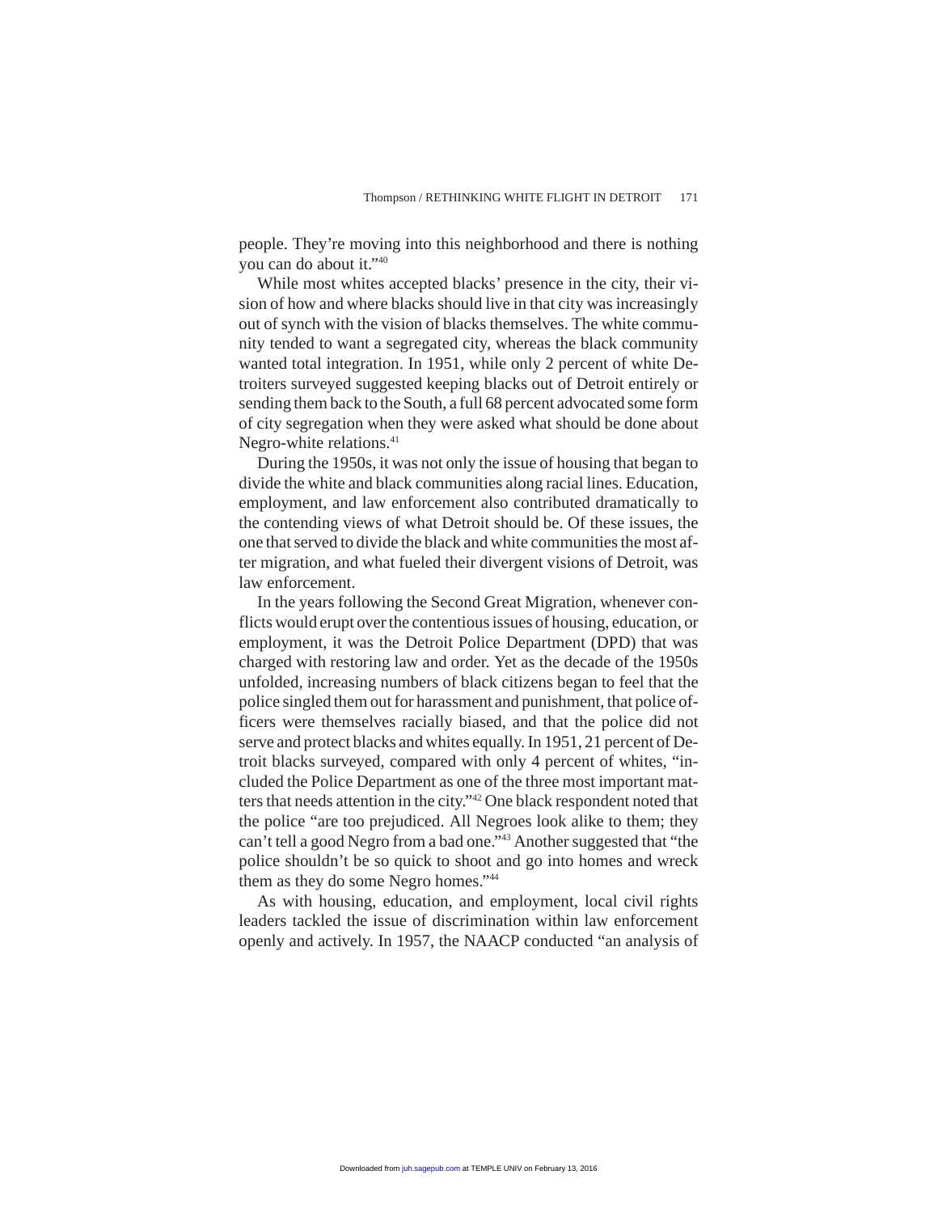people. They're moving into this neighborhood and there is nothing you can do about it."[40]

While most whites accepted blacks' presence in the city, their vision of how and where blacks should live in that city was increasingly out of synch with the vision of blacks themselves. The white community tended to want a segregated city, whereas the black community wanted total integration. In 1951, while only 2 percent of white Detroiters surveyed suggested keeping blacks out of Detroit entirely or sending them back to the South, a full 68 percent advocated some form of city segregation when they were asked what should be done about Negro-white relations.[41]

During the 1950s, it was not only the issue of housing that began to divide the white and black communities along racial lines. Education, employment, and law enforcement also contributed dramatically to the contending views of what Detroit should be. Of these issues, the one that served to divide the black and white communities the most after migration, and what fueled their divergent visions of Detroit, was law enforcement.

In the years following the Second Great Migration, whenever conflicts would erupt over the contentious issues of housing, education, or employment, it was the Detroit Police Department (DPD) that was charged with restoring law and order. Yet as the decade of the 1950s unfolded, increasing numbers of black citizens began to feel that the police singled them out for harassment and punishment, that police officers were themselves racially biased, and that the police did not serve and protect blacks and whites equally. In 1951, 21 percent of Detroit blacks surveyed, compared with only 4 percent of whites, "included the Police Department as one of the three most important matters that needs attention in the city."[42] One black respondent noted that the police "are too prejudiced. All Negroes look alike to them; they can't tell a good Negro from a bad one."[43] Another suggested that "the police shouldn't be so quick to shoot and go into homes and wreck them as they do some Negro homes."[44]

As with housing, education, and employment, local civil rights leaders tackled the issue of discrimination within law enforcement openly and actively. In 1957, the NAACP conducted "an analysis of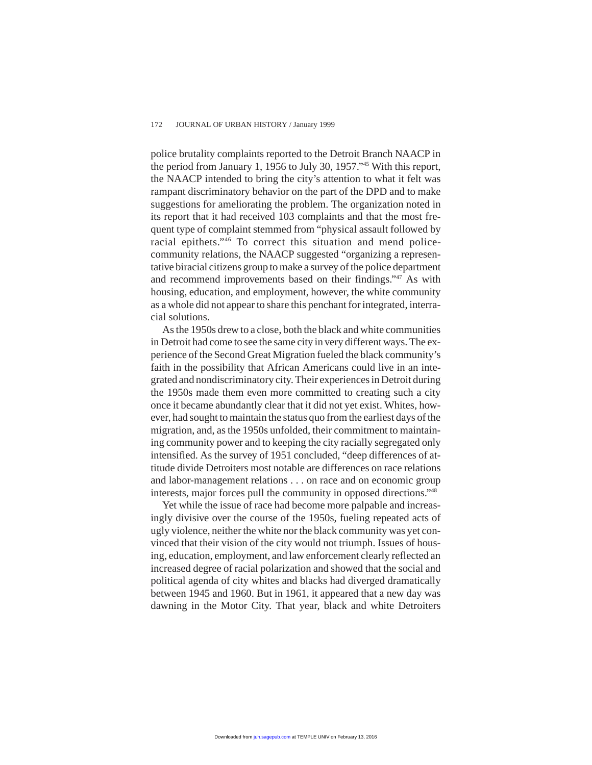police brutality complaints reported to the Detroit Branch NAACP in the period from January 1, 1956 to July 30, 1957."[45] With this report, the NAACP intended to bring the city's attention to what it felt was rampant discriminatory behavior on the part of the DPD and to make suggestions for ameliorating the problem. The organization noted in its report that it had received 103 complaints and that the most frequent type of complaint stemmed from "physical assault followed by racial epithets."[46] To correct this situation and mend police-community relations, the NAACP suggested "organizing a representative biracial citizens group to make a survey of the police department and recommend improvements based on their findings."[47] As with housing, education, and employment, however, the white community as a whole did not appear to share this penchant for integrated, interracial solutions.

As the 1950s drew to a close, both the black and white communities in Detroit had come to see the same city in very different ways. The experience of the Second Great Migration fueled the black community's faith in the possibility that African Americans could live in an integrated and nondiscriminatory city. Their experiences in Detroit during the 1950s made them even more committed to creating such a city once it became abundantly clear that it did not yet exist. Whites, however, had sought to maintain the status quo from the earliest days of the migration, and, as the 1950s unfolded, their commitment to maintaining community power and to keeping the city racially segregated only intensified. As the survey of 1951 concluded, "deep differences of attitude divide Detroiters most notable are differences on race relations and labor-management relations . . . on race and on economic group interests, major forces pull the community in opposed directions."[48]

Yet while the issue of race had become more palpable and increasingly divisive over the course of the 1950s, fueling repeated acts of ugly violence, neither the white nor the black community was yet convinced that their vision of the city would not triumph. Issues of housing, education, employment, and law enforcement clearly reflected an increased degree of racial polarization and showed that the social and political agenda of city whites and blacks had diverged dramatically between 1945 and 1960. But in 1961, it appeared that a new day was dawning in the Motor City. That year, black and white Detroiters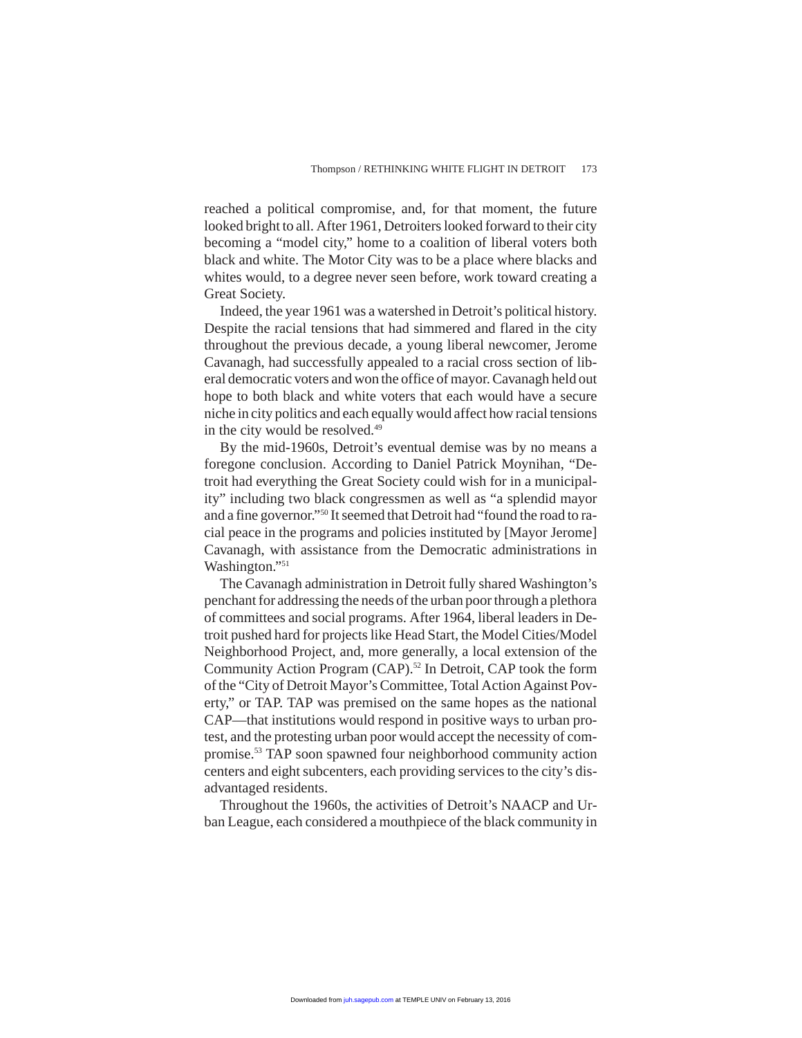reached a political compromise, and, for that moment, the future looked bright to all. After 1961, Detroiters looked forward to their city becoming a "model city," home to a coalition of liberal voters both black and white. The Motor City was to be a place where blacks and whites would, to a degree never seen before, work toward creating a Great Society.

Indeed, the year 1961 was a watershed in Detroit's political history. Despite the racial tensions that had simmered and flared in the city throughout the previous decade, a young liberal newcomer, Jerome Cavanagh, had successfully appealed to a racial cross section of liberal democratic voters and won the office of mayor. Cavanagh held out hope to both black and white voters that each would have a secure niche in city politics and each equally would affect how racial tensions in the city would be resolved.[49]

By the mid-1960s, Detroit's eventual demise was by no means a foregone conclusion. According to Daniel Patrick Moynihan, "Detroit had everything the Great Society could wish for in a municipality" including two black congressmen as well as "a splendid mayor and a fine governor."[50] It seemed that Detroit had "found the road to racial peace in the programs and policies instituted by [Mayor Jerome] Cavanagh, with assistance from the Democratic administrations in Washington."[51]

The Cavanagh administration in Detroit fully shared Washington's penchant for addressing the needs of the urban poor through a plethora of committees and social programs. After 1964, liberal leaders in Detroit pushed hard for projects like Head Start, the Model Cities/Model Neighborhood Project, and, more generally, a local extension of the Community Action Program (CAP).[52] In Detroit, CAP took the form of the "City of Detroit Mayor's Committee, Total Action Against Poverty," or TAP. TAP was premised on the same hopes as the national CAP—that institutions would respond in positive ways to urban protest, and the protesting urban poor would accept the necessity of compromise.[53] TAP soon spawned four neighborhood community action centers and eight subcenters, each providing services to the city's disadvantaged residents.

Throughout the 1960s, the activities of Detroit's NAACP and Urban League, each considered a mouthpiece of the black community in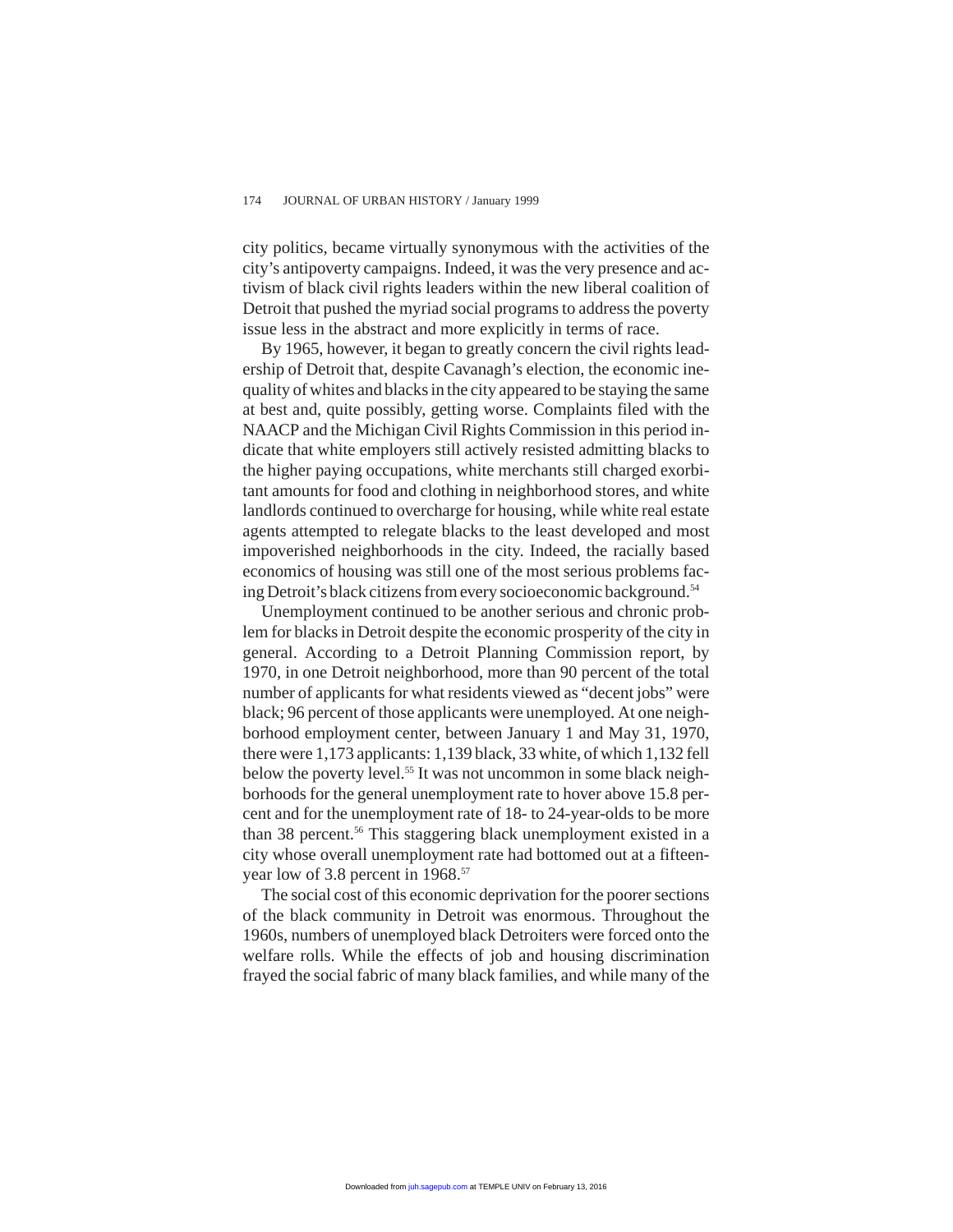city politics, became virtually synonymous with the activities of the city's antipoverty campaigns. Indeed, it was the very presence and activism of black civil rights leaders within the new liberal coalition of Detroit that pushed the myriad social programs to address the poverty issue less in the abstract and more explicitly in terms of race.

By 1965, however, it began to greatly concern the civil rights leadership of Detroit that, despite Cavanagh's election, the economic inequality of whites and blacks in the city appeared to be staying the same at best and, quite possibly, getting worse. Complaints filed with the NAACP and the Michigan Civil Rights Commission in this period indicate that white employers still actively resisted admitting blacks to the higher paying occupations, white merchants still charged exorbitant amounts for food and clothing in neighborhood stores, and white landlords continued to overcharge for housing, while white real estate agents attempted to relegate blacks to the least developed and most impoverished neighborhoods in the city. Indeed, the racially based economics of housing was still one of the most serious problems facing Detroit's black citizens from every socioeconomic background.[54]

Unemployment continued to be another serious and chronic problem for blacks in Detroit despite the economic prosperity of the city in general. According to a Detroit Planning Commission report, by 1970, in one Detroit neighborhood, more than 90 percent of the total number of applicants for what residents viewed as "decent jobs" were black; 96 percent of those applicants were unemployed. At one neighborhood employment center, between January 1 and May 31, 1970, there were 1,173 applicants: 1,139 black, 33 white, of which 1,132 fell below the poverty level.[55] It was not uncommon in some black neighborhoods for the general unemployment rate to hover above 15.8 percent and for the unemployment rate of 18- to 24-year-olds to be more than 38 percent.[56] This staggering black unemployment existed in a city whose overall unemployment rate had bottomed out at a fifteen-year low of 3.8 percent in 1968.[57]

The social cost of this economic deprivation for the poorer sections of the black community in Detroit was enormous. Throughout the 1960s, numbers of unemployed black Detroiters were forced onto the welfare rolls. While the effects of job and housing discrimination frayed the social fabric of many black families, and while many of the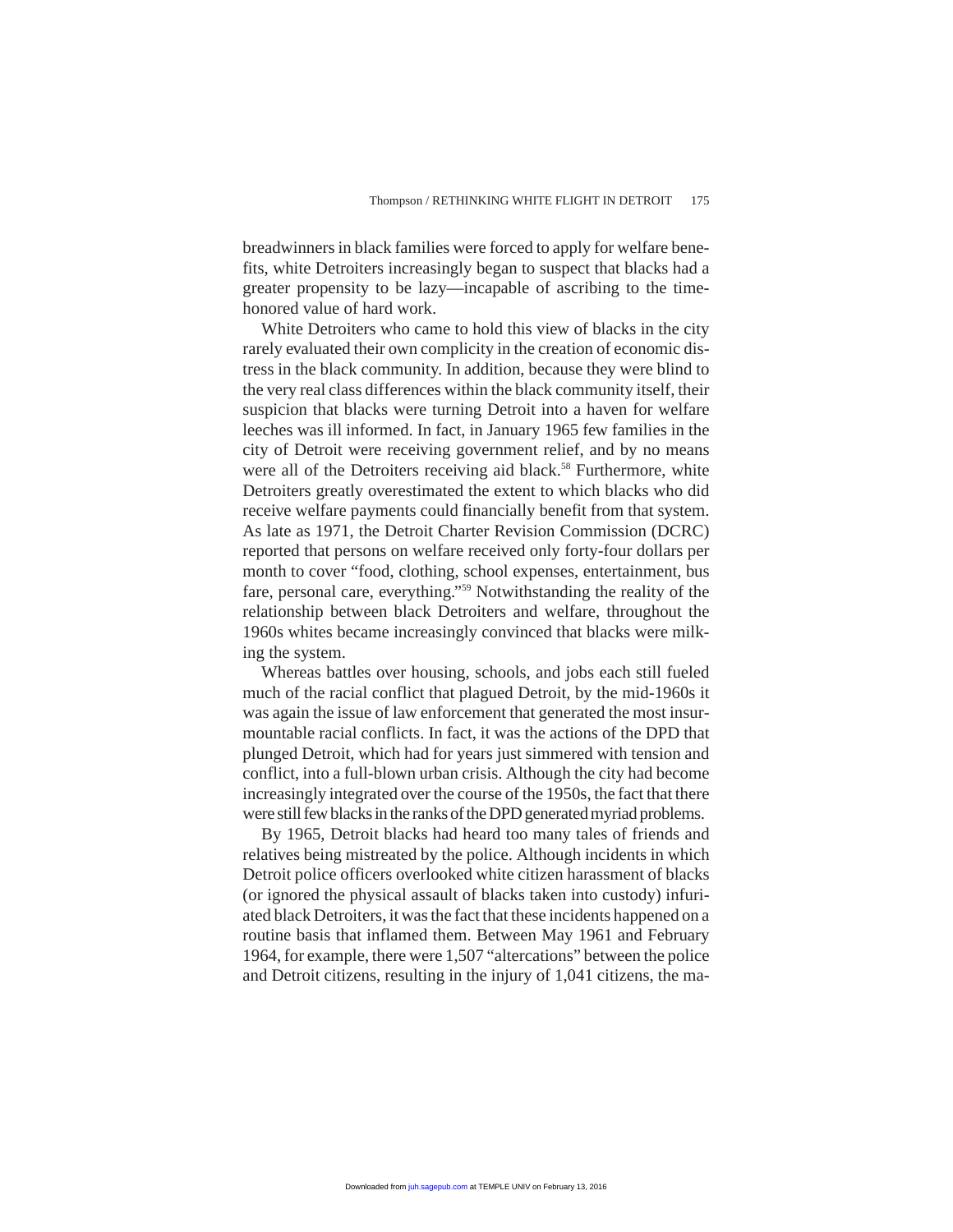breadwinners in black families were forced to apply for welfare benefits, white Detroiters increasingly began to suspect that blacks had a greater propensity to be lazy—incapable of ascribing to the time-honored value of hard work.

White Detroiters who came to hold this view of blacks in the city rarely evaluated their own complicity in the creation of economic distress in the black community. In addition, because they were blind to the very real class differences within the black community itself, their suspicion that blacks were turning Detroit into a haven for welfare leeches was ill informed. In fact, in January 1965 few families in the city of Detroit were receiving government relief, and by no means were all of the Detroiters receiving aid black.[58] Furthermore, white Detroiters greatly overestimated the extent to which blacks who did receive welfare payments could financially benefit from that system. As late as 1971, the Detroit Charter Revision Commission (DCRC) reported that persons on welfare received only forty-four dollars per month to cover "food, clothing, school expenses, entertainment, bus fare, personal care, everything."[59] Notwithstanding the reality of the relationship between black Detroiters and welfare, throughout the 1960s whites became increasingly convinced that blacks were milking the system.

Whereas battles over housing, schools, and jobs each still fueled much of the racial conflict that plagued Detroit, by the mid-1960s it was again the issue of law enforcement that generated the most insurmountable racial conflicts. In fact, it was the actions of the DPD that plunged Detroit, which had for years just simmered with tension and conflict, into a full-blown urban crisis. Although the city had become increasingly integrated over the course of the 1950s, the fact that there were still few blacks in the ranks of the DPD generated myriad problems.

By 1965, Detroit blacks had heard too many tales of friends and relatives being mistreated by the police. Although incidents in which Detroit police officers overlooked white citizen harassment of blacks (or ignored the physical assault of blacks taken into custody) infuriated black Detroiters, it was the fact that these incidents happened on a routine basis that inflamed them. Between May 1961 and February 1964, for example, there were 1,507 "altercations" between the police and Detroit citizens, resulting in the injury of 1,041 citizens, the ma-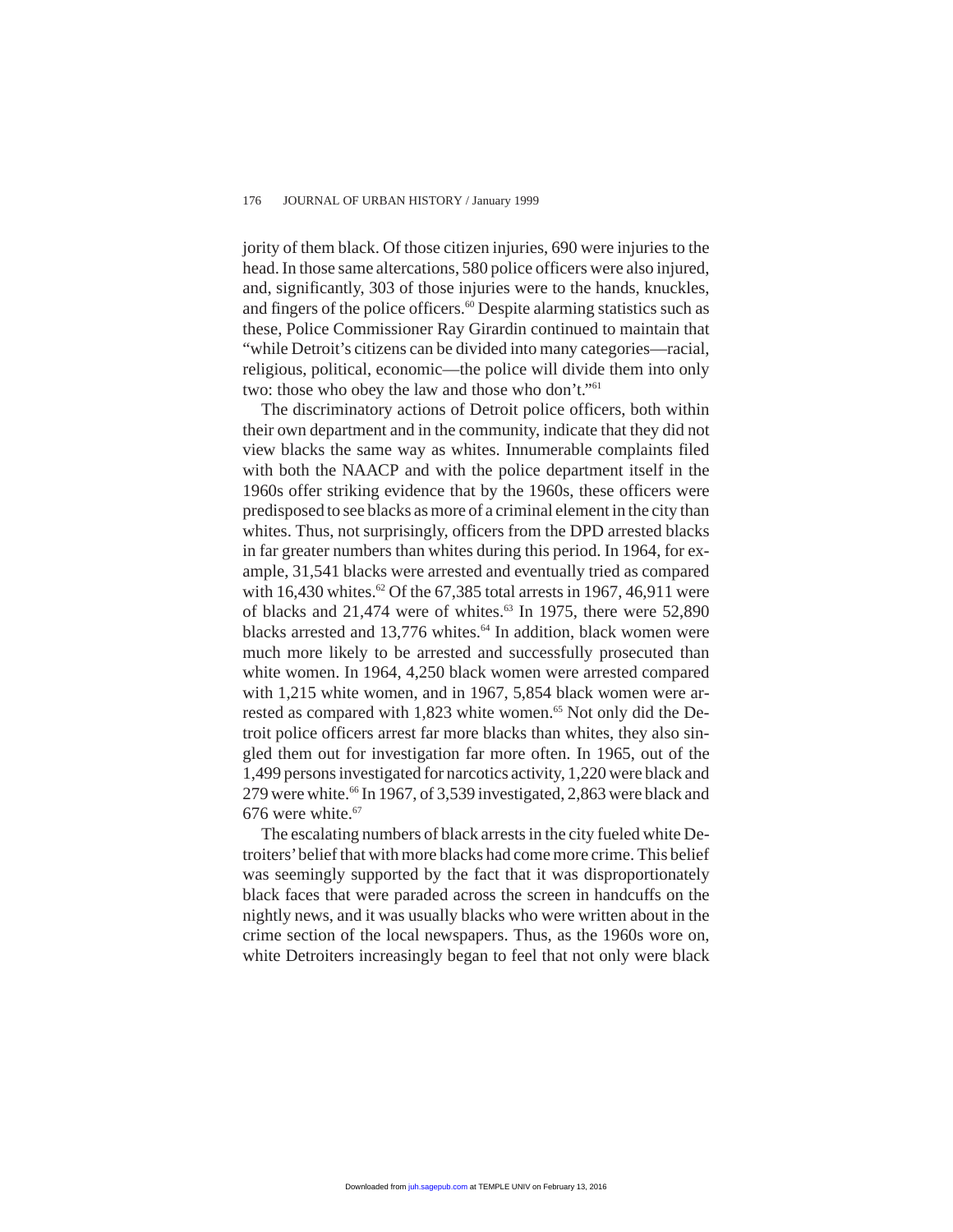jority of them black. Of those citizen injuries, 690 were injuries to the head. In those same altercations, 580 police officers were also injured, and, significantly, 303 of those injuries were to the hands, knuckles, and fingers of the police officers.[60] Despite alarming statistics such as these, Police Commissioner Ray Girardin continued to maintain that "while Detroit's citizens can be divided into many categories—racial, religious, political, economic—the police will divide them into only two: those who obey the law and those who don't."[61]

The discriminatory actions of Detroit police officers, both within their own department and in the community, indicate that they did not view blacks the same way as whites. Innumerable complaints filed with both the NAACP and with the police department itself in the 1960s offer striking evidence that by the 1960s, these officers were predisposed to see blacks as more of a criminal element in the city than whites. Thus, not surprisingly, officers from the DPD arrested blacks in far greater numbers than whites during this period. In 1964, for example, 31,541 blacks were arrested and eventually tried as compared with 16,430 whites.[62] Of the 67,385 total arrests in 1967, 46,911 were of blacks and 21,474 were of whites.[63] In 1975, there were 52,890 blacks arrested and 13,776 whites.[64] In addition, black women were much more likely to be arrested and successfully prosecuted than white women. In 1964, 4,250 black women were arrested compared with 1,215 white women, and in 1967, 5,854 black women were arrested as compared with 1,823 white women.[65] Not only did the Detroit police officers arrest far more blacks than whites, they also singled them out for investigation far more often. In 1965, out of the 1,499 persons investigated for narcotics activity, 1,220 were black and 279 were white.[66] In 1967, of 3,539 investigated, 2,863 were black and 676 were white.[67]

The escalating numbers of black arrests in the city fueled white Detroiters' belief that with more blacks had come more crime. This belief was seemingly supported by the fact that it was disproportionately black faces that were paraded across the screen in handcuffs on the nightly news, and it was usually blacks who were written about in the crime section of the local newspapers. Thus, as the 1960s wore on, white Detroiters increasingly began to feel that not only were black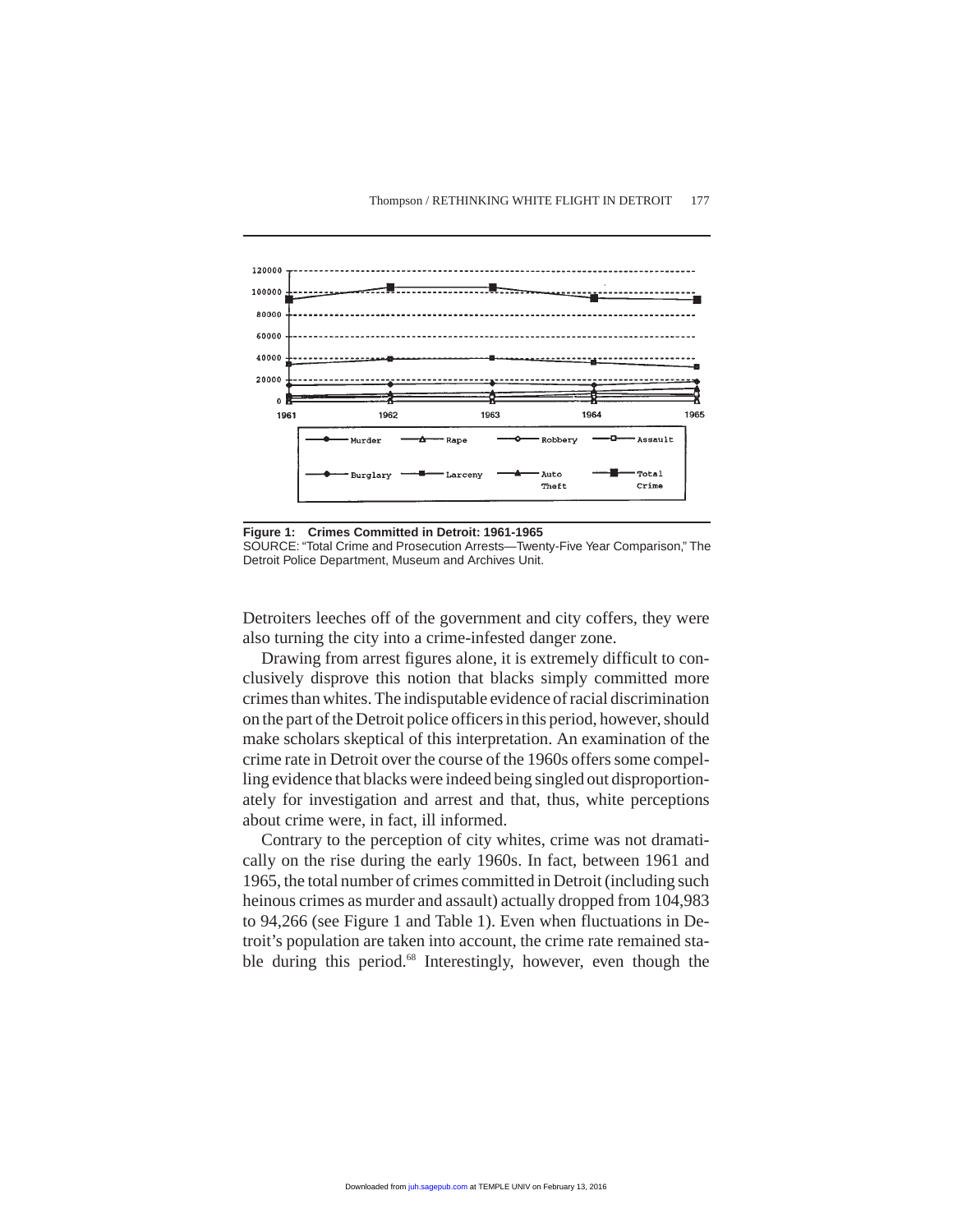**Figure 1: Crimes Committed in Detroit: 1961-1965**

SOURCE: "Total Crime and Prosecution Arrests—Twenty-Five Year Comparison," The Detroit Police Department, Museum and Archives Unit.

Detroiters leeches off of the government and city coffers, they were also turning the city into a crime-infested danger zone.

Drawing from arrest figures alone, it is extremely difficult to conclusively disprove this notion that blacks simply committed more crimes than whites. The indisputable evidence of racial discrimination on the part of the Detroit police officers in this period, however, should make scholars skeptical of this interpretation. An examination of the crime rate in Detroit over the course of the 1960s offers some compelling evidence that blacks were indeed being singled out disproportionately for investigation and arrest and that, thus, white perceptions about crime were, in fact, ill informed.

Contrary to the perception of city whites, crime was not dramatically on the rise during the early 1960s. In fact, between 1961 and 1965, the total number of crimes committed in Detroit (including such heinous crimes as murder and assault) actually dropped from 104,983 to 94,266 (see Figure 1 and Table 1). Even when fluctuations in Detroit's population are taken into account, the crime rate remained stable during this period.[68] Interestingly, however, even though the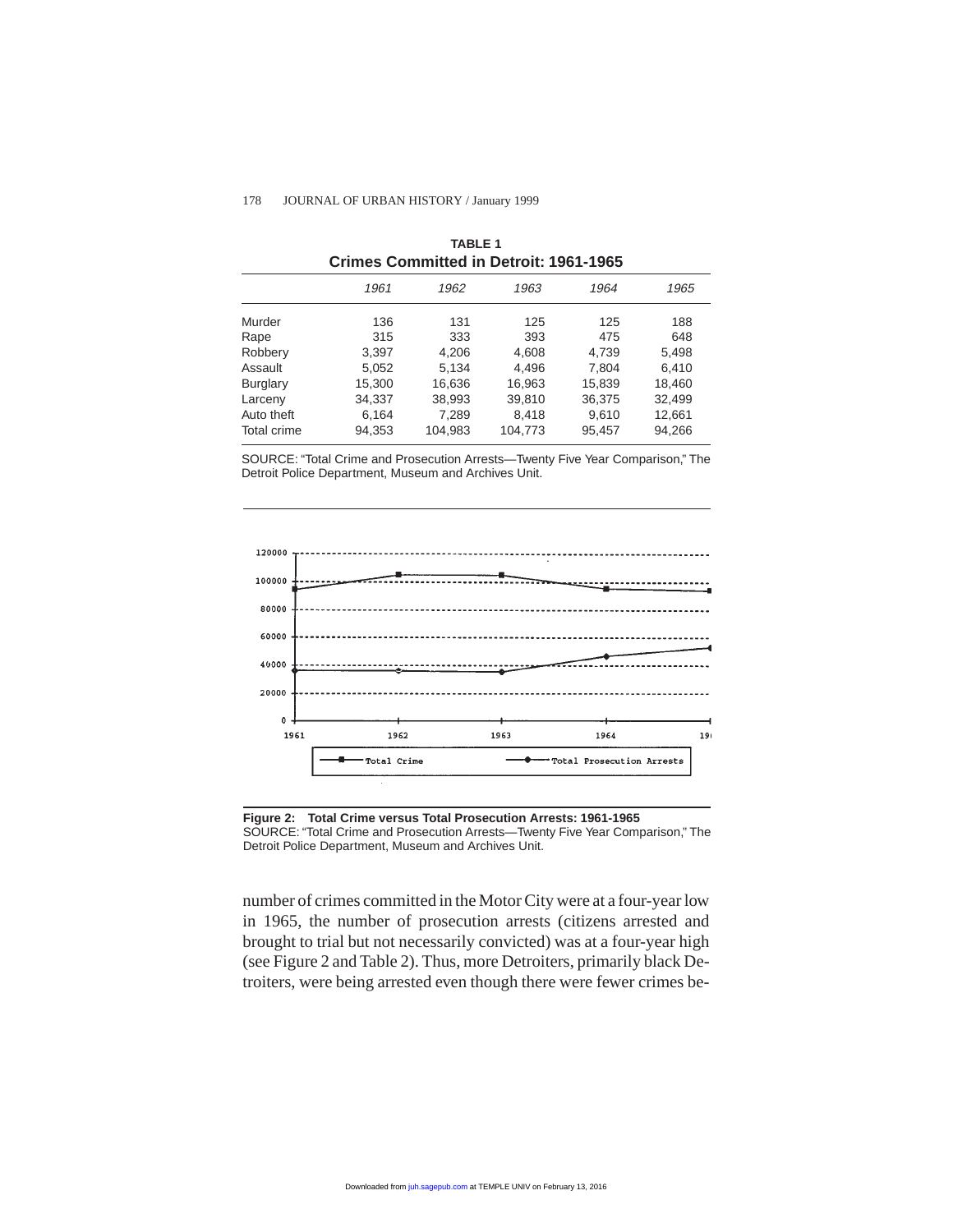**TABLE 1**
**Crimes Committed in Detroit: 1961-1965**

| | *1961* | *1962* | *1963* | *1964* | *1965* |
|---|---|---|---|---|---|
| Murder | 136 | 131 | 125 | 125 | 188 |
| Rape | 315 | 333 | 393 | 475 | 648 |
| Robbery | 3,397 | 4,206 | 4,608 | 4,739 | 5,498 |
| Assault | 5,052 | 5,134 | 4,496 | 7,804 | 6,410 |
| Burglary | 15,300 | 16,636 | 16,963 | 15,839 | 18,460 |
| Larceny | 34,337 | 38,993 | 39,810 | 36,375 | 32,499 |
| Auto theft | 6,164 | 7,289 | 8,418 | 9,610 | 12,661 |
| Total crime | 94,353 | 104,983 | 104,773 | 95,457 | 94,266 |

SOURCE: "Total Crime and Prosecution Arrests—Twenty Five Year Comparison," The Detroit Police Department, Museum and Archives Unit.

**Figure 2: Total Crime versus Total Prosecution Arrests: 1961-1965**
SOURCE: "Total Crime and Prosecution Arrests—Twenty Five Year Comparison," The Detroit Police Department, Museum and Archives Unit.

number of crimes committed in the Motor City were at a four-year low in 1965, the number of prosecution arrests (citizens arrested and brought to trial but not necessarily convicted) was at a four-year high (see Figure 2 and Table 2). Thus, more Detroiters, primarily black Detroiters, were being arrested even though there were fewer crimes be-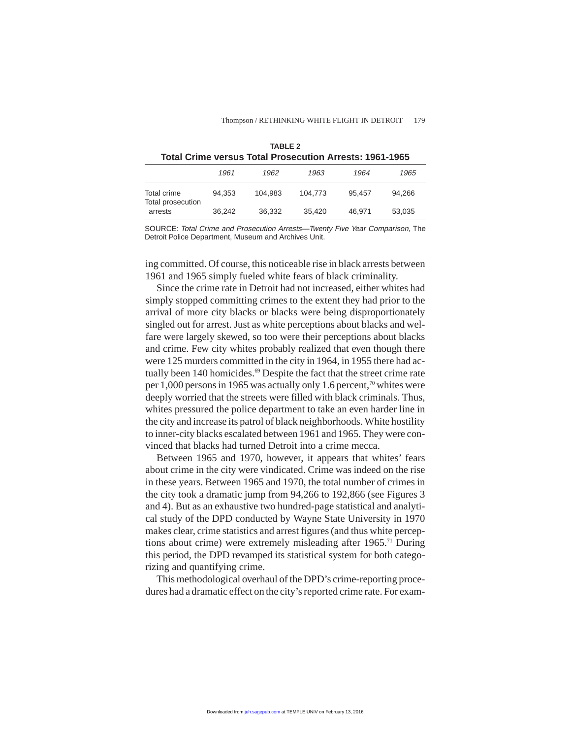**TABLE 2**
**Total Crime versus Total Prosecution Arrests: 1961-1965**

| | *1961* | *1962* | *1963* | *1964* | *1965* |
|---|---|---|---|---|---|
| Total crime | 94,353 | 104,983 | 104,773 | 95,457 | 94,266 |
| Total prosecution arrests | 36,242 | 36,332 | 35,420 | 46,971 | 53,035 |

SOURCE: *Total Crime and Prosecution Arrests—Twenty Five Year Comparison*, The Detroit Police Department, Museum and Archives Unit.

ing committed. Of course, this noticeable rise in black arrests between 1961 and 1965 simply fueled white fears of black criminality.

Since the crime rate in Detroit had not increased, either whites had simply stopped committing crimes to the extent they had prior to the arrival of more city blacks or blacks were being disproportionately singled out for arrest. Just as white perceptions about blacks and welfare were largely skewed, so too were their perceptions about blacks and crime. Few city whites probably realized that even though there were 125 murders committed in the city in 1964, in 1955 there had actually been 140 homicides.[69] Despite the fact that the street crime rate per 1,000 persons in 1965 was actually only 1.6 percent,[70] whites were deeply worried that the streets were filled with black criminals. Thus, whites pressured the police department to take an even harder line in the city and increase its patrol of black neighborhoods. White hostility to inner-city blacks escalated between 1961 and 1965. They were convinced that blacks had turned Detroit into a crime mecca.

Between 1965 and 1970, however, it appears that whites' fears about crime in the city were vindicated. Crime was indeed on the rise in these years. Between 1965 and 1970, the total number of crimes in the city took a dramatic jump from 94,266 to 192,866 (see Figures 3 and 4). But as an exhaustive two hundred-page statistical and analytical study of the DPD conducted by Wayne State University in 1970 makes clear, crime statistics and arrest figures (and thus white perceptions about crime) were extremely misleading after 1965.[71] During this period, the DPD revamped its statistical system for both categorizing and quantifying crime.

This methodological overhaul of the DPD's crime-reporting procedures had a dramatic effect on the city's reported crime rate. For exam-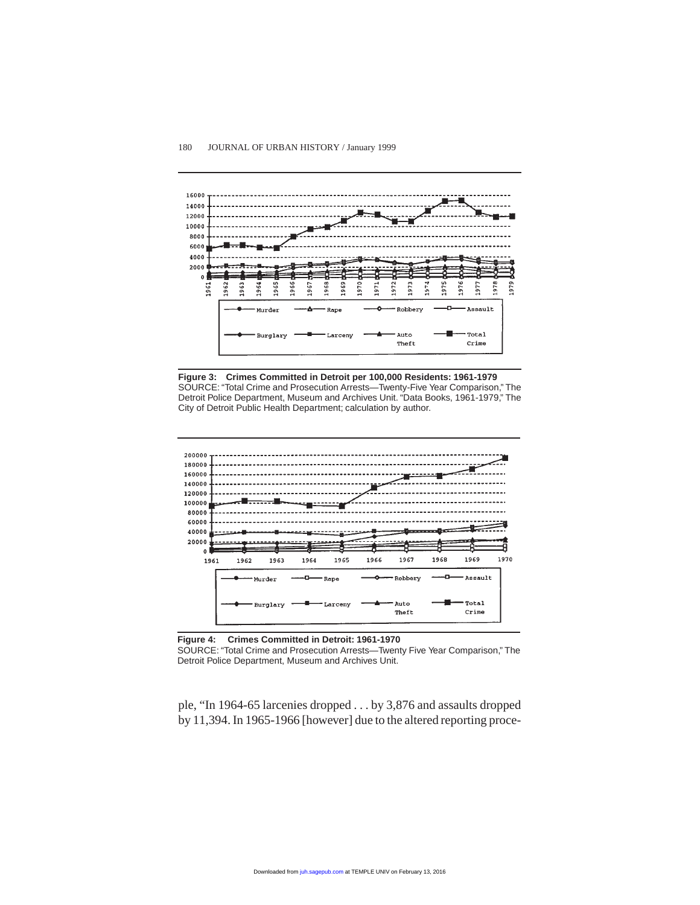**Figure 3: Crimes Committed in Detroit per 100,000 Residents: 1961-1979**
SOURCE: "Total Crime and Prosecution Arrests—Twenty-Five Year Comparison," The Detroit Police Department, Museum and Archives Unit. "Data Books, 1961-1979," The City of Detroit Public Health Department; calculation by author.

**Figure 4: Crimes Committed in Detroit: 1961-1970**
SOURCE: "Total Crime and Prosecution Arrests—Twenty Five Year Comparison," The Detroit Police Department, Museum and Archives Unit.

ple, "In 1964-65 larcenies dropped . . . by 3,876 and assaults dropped by 11,394. In 1965-1966 [however] due to the altered reporting proce-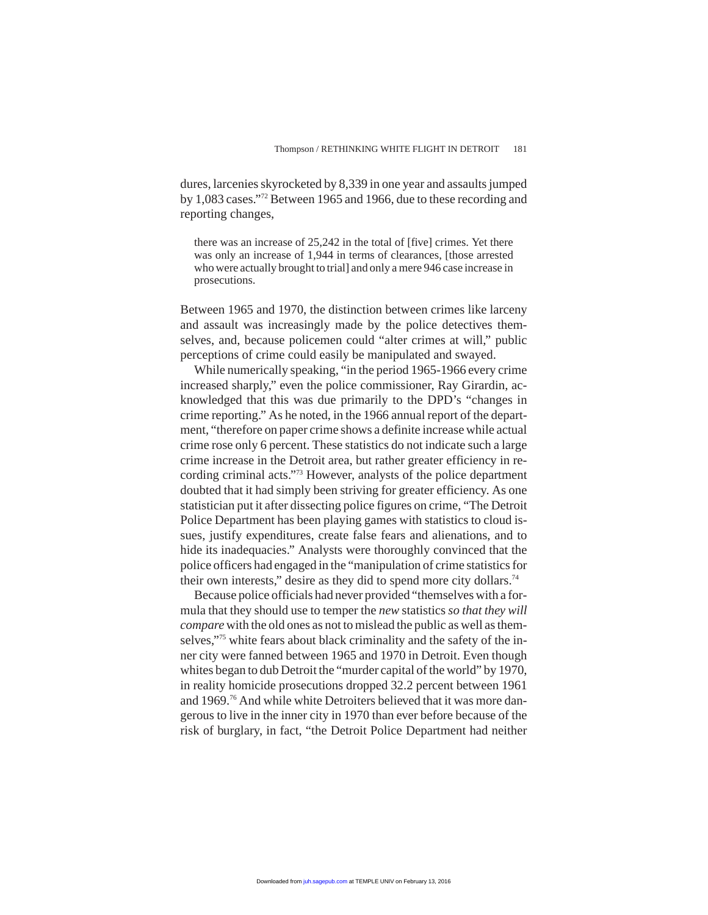dures, larcenies skyrocketed by 8,339 in one year and assaults jumped by 1,083 cases."[72] Between 1965 and 1966, due to these recording and reporting changes,

> there was an increase of 25,242 in the total of [five] crimes. Yet there was only an increase of 1,944 in terms of clearances, [those arrested who were actually brought to trial] and only a mere 946 case increase in prosecutions.

Between 1965 and 1970, the distinction between crimes like larceny and assault was increasingly made by the police detectives themselves, and, because policemen could "alter crimes at will," public perceptions of crime could easily be manipulated and swayed.

While numerically speaking, "in the period 1965-1966 every crime increased sharply," even the police commissioner, Ray Girardin, acknowledged that this was due primarily to the DPD's "changes in crime reporting." As he noted, in the 1966 annual report of the department, "therefore on paper crime shows a definite increase while actual crime rose only 6 percent. These statistics do not indicate such a large crime increase in the Detroit area, but rather greater efficiency in recording criminal acts."[73] However, analysts of the police department doubted that it had simply been striving for greater efficiency. As one statistician put it after dissecting police figures on crime, "The Detroit Police Department has been playing games with statistics to cloud issues, justify expenditures, create false fears and alienations, and to hide its inadequacies." Analysts were thoroughly convinced that the police officers had engaged in the "manipulation of crime statistics for their own interests," desire as they did to spend more city dollars.[74]

Because police officials had never provided "themselves with a formula that they should use to temper the *new* statistics *so that they will compare* with the old ones as not to mislead the public as well as themselves,"[75] white fears about black criminality and the safety of the inner city were fanned between 1965 and 1970 in Detroit. Even though whites began to dub Detroit the "murder capital of the world" by 1970, in reality homicide prosecutions dropped 32.2 percent between 1961 and 1969.[76] And while white Detroiters believed that it was more dangerous to live in the inner city in 1970 than ever before because of the risk of burglary, in fact, "the Detroit Police Department had neither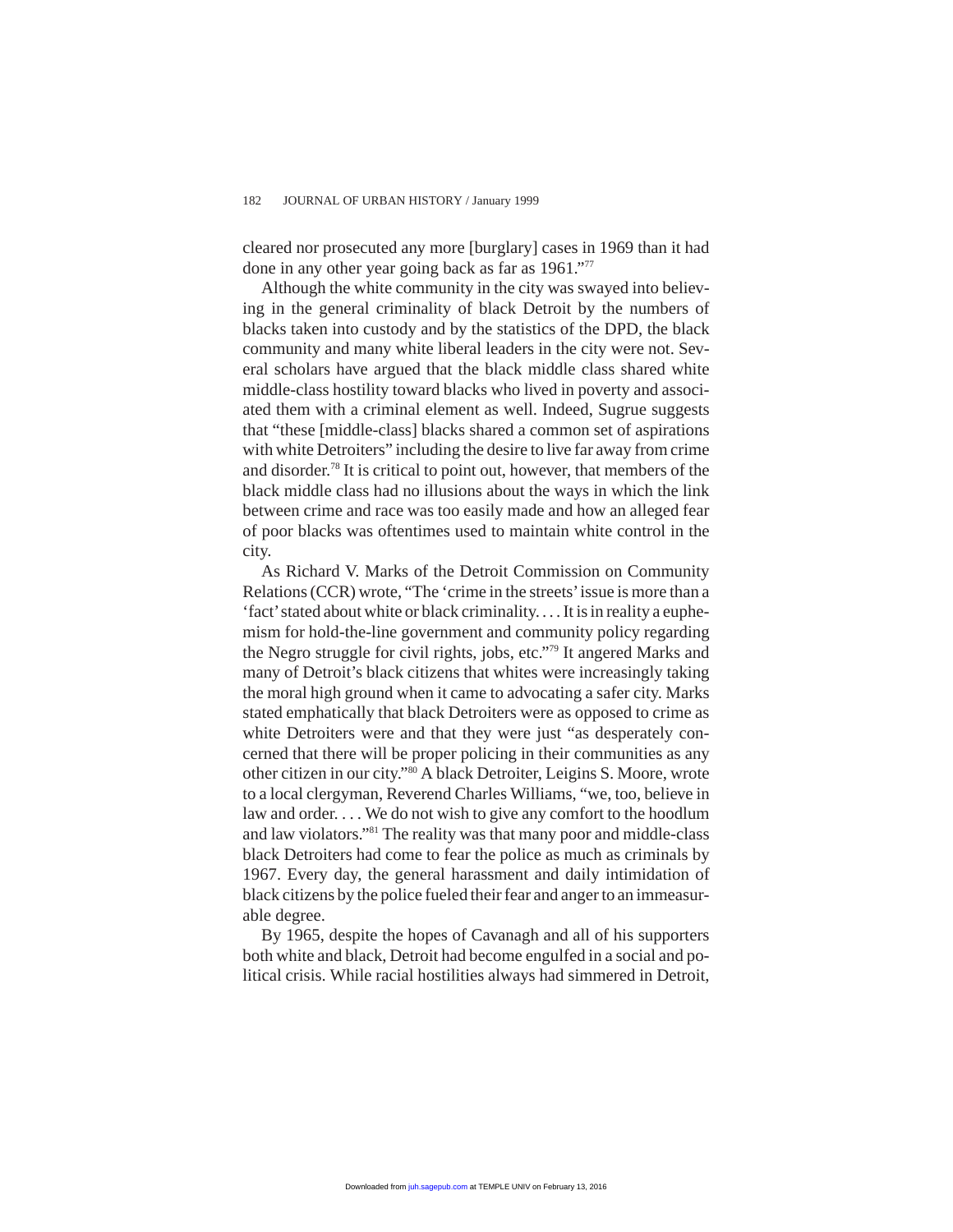cleared nor prosecuted any more [burglary] cases in 1969 than it had done in any other year going back as far as 1961."[77]

Although the white community in the city was swayed into believing in the general criminality of black Detroit by the numbers of blacks taken into custody and by the statistics of the DPD, the black community and many white liberal leaders in the city were not. Several scholars have argued that the black middle class shared white middle-class hostility toward blacks who lived in poverty and associated them with a criminal element as well. Indeed, Sugrue suggests that "these [middle-class] blacks shared a common set of aspirations with white Detroiters" including the desire to live far away from crime and disorder.[78] It is critical to point out, however, that members of the black middle class had no illusions about the ways in which the link between crime and race was too easily made and how an alleged fear of poor blacks was oftentimes used to maintain white control in the city.

As Richard V. Marks of the Detroit Commission on Community Relations (CCR) wrote, "The 'crime in the streets' issue is more than a 'fact' stated about white or black criminality. . . . It is in reality a euphemism for hold-the-line government and community policy regarding the Negro struggle for civil rights, jobs, etc."[79] It angered Marks and many of Detroit's black citizens that whites were increasingly taking the moral high ground when it came to advocating a safer city. Marks stated emphatically that black Detroiters were as opposed to crime as white Detroiters were and that they were just "as desperately concerned that there will be proper policing in their communities as any other citizen in our city."[80] A black Detroiter, Leigins S. Moore, wrote to a local clergyman, Reverend Charles Williams, "we, too, believe in law and order. . . . We do not wish to give any comfort to the hoodlum and law violators."[81] The reality was that many poor and middle-class black Detroiters had come to fear the police as much as criminals by 1967. Every day, the general harassment and daily intimidation of black citizens by the police fueled their fear and anger to an immeasurable degree.

By 1965, despite the hopes of Cavanagh and all of his supporters both white and black, Detroit had become engulfed in a social and political crisis. While racial hostilities always had simmered in Detroit,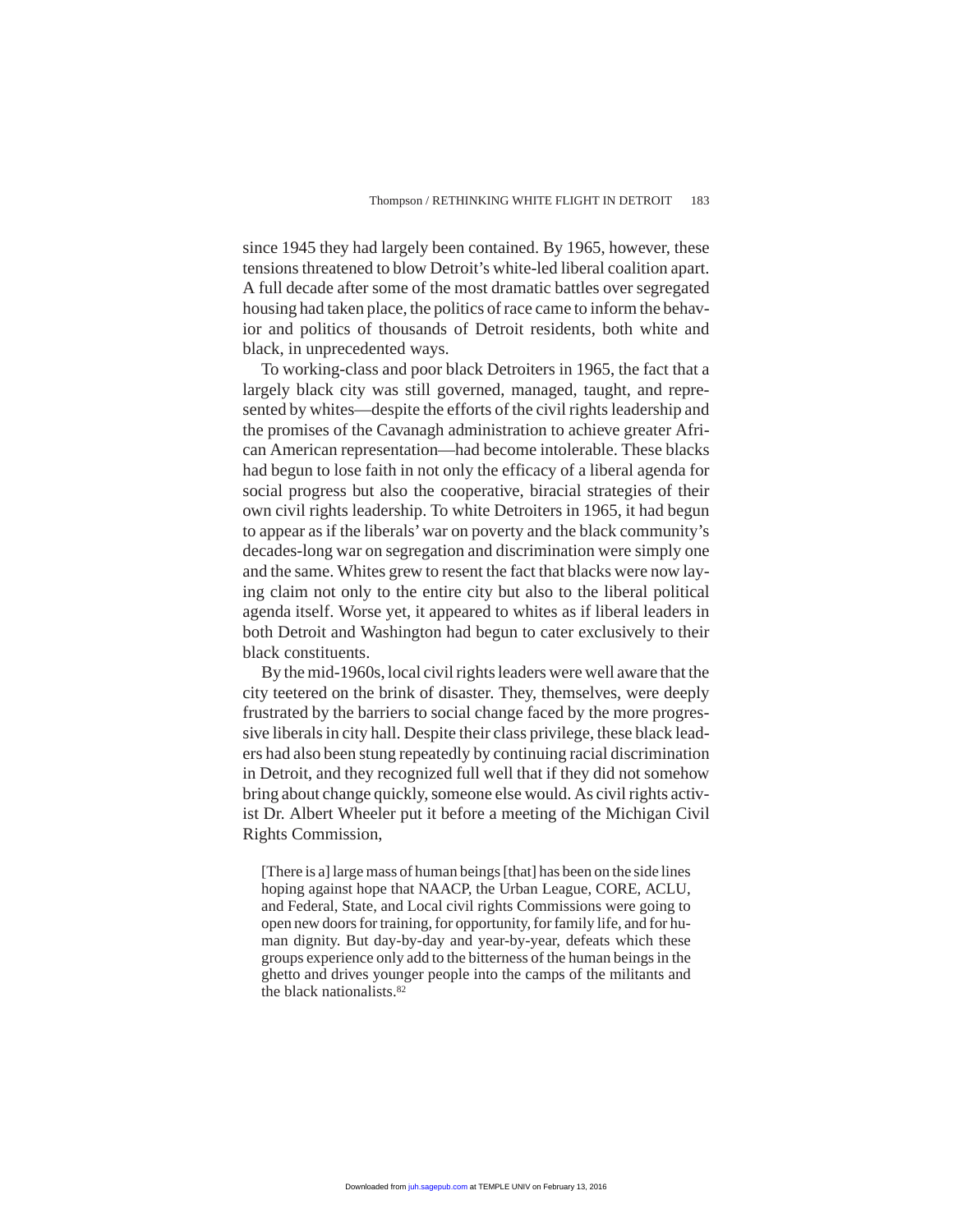since 1945 they had largely been contained. By 1965, however, these tensions threatened to blow Detroit's white-led liberal coalition apart. A full decade after some of the most dramatic battles over segregated housing had taken place, the politics of race came to inform the behavior and politics of thousands of Detroit residents, both white and black, in unprecedented ways.

To working-class and poor black Detroiters in 1965, the fact that a largely black city was still governed, managed, taught, and represented by whites—despite the efforts of the civil rights leadership and the promises of the Cavanagh administration to achieve greater African American representation—had become intolerable. These blacks had begun to lose faith in not only the efficacy of a liberal agenda for social progress but also the cooperative, biracial strategies of their own civil rights leadership. To white Detroiters in 1965, it had begun to appear as if the liberals' war on poverty and the black community's decades-long war on segregation and discrimination were simply one and the same. Whites grew to resent the fact that blacks were now laying claim not only to the entire city but also to the liberal political agenda itself. Worse yet, it appeared to whites as if liberal leaders in both Detroit and Washington had begun to cater exclusively to their black constituents.

By the mid-1960s, local civil rights leaders were well aware that the city teetered on the brink of disaster. They, themselves, were deeply frustrated by the barriers to social change faced by the more progressive liberals in city hall. Despite their class privilege, these black leaders had also been stung repeatedly by continuing racial discrimination in Detroit, and they recognized full well that if they did not somehow bring about change quickly, someone else would. As civil rights activist Dr. Albert Wheeler put it before a meeting of the Michigan Civil Rights Commission,

> [There is a] large mass of human beings [that] has been on the side lines hoping against hope that NAACP, the Urban League, CORE, ACLU, and Federal, State, and Local civil rights Commissions were going to open new doors for training, for opportunity, for family life, and for human dignity. But day-by-day and year-by-year, defeats which these groups experience only add to the bitterness of the human beings in the ghetto and drives younger people into the camps of the militants and the black nationalists.[82]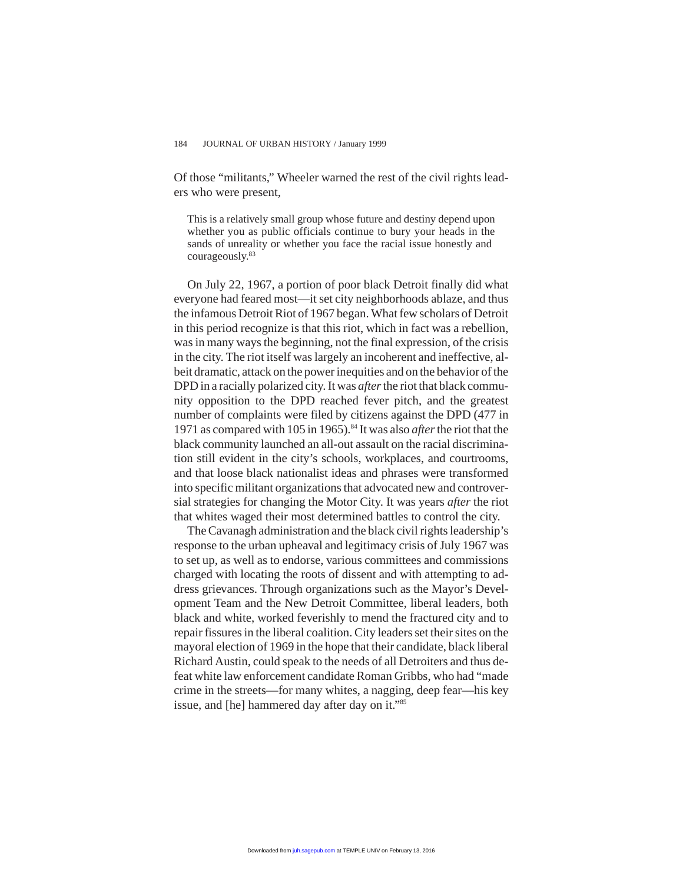Of those "militants," Wheeler warned the rest of the civil rights leaders who were present,

> This is a relatively small group whose future and destiny depend upon whether you as public officials continue to bury your heads in the sands of unreality or whether you face the racial issue honestly and courageously.[83]

On July 22, 1967, a portion of poor black Detroit finally did what everyone had feared most—it set city neighborhoods ablaze, and thus the infamous Detroit Riot of 1967 began. What few scholars of Detroit in this period recognize is that this riot, which in fact was a rebellion, was in many ways the beginning, not the final expression, of the crisis in the city. The riot itself was largely an incoherent and ineffective, albeit dramatic, attack on the power inequities and on the behavior of the DPD in a racially polarized city. It was *after* the riot that black community opposition to the DPD reached fever pitch, and the greatest number of complaints were filed by citizens against the DPD (477 in 1971 as compared with 105 in 1965).[84] It was also *after* the riot that the black community launched an all-out assault on the racial discrimination still evident in the city's schools, workplaces, and courtrooms, and that loose black nationalist ideas and phrases were transformed into specific militant organizations that advocated new and controversial strategies for changing the Motor City. It was years *after* the riot that whites waged their most determined battles to control the city.

The Cavanagh administration and the black civil rights leadership's response to the urban upheaval and legitimacy crisis of July 1967 was to set up, as well as to endorse, various committees and commissions charged with locating the roots of dissent and with attempting to address grievances. Through organizations such as the Mayor's Development Team and the New Detroit Committee, liberal leaders, both black and white, worked feverishly to mend the fractured city and to repair fissures in the liberal coalition. City leaders set their sites on the mayoral election of 1969 in the hope that their candidate, black liberal Richard Austin, could speak to the needs of all Detroiters and thus defeat white law enforcement candidate Roman Gribbs, who had "made crime in the streets—for many whites, a nagging, deep fear—his key issue, and [he] hammered day after day on it."[85]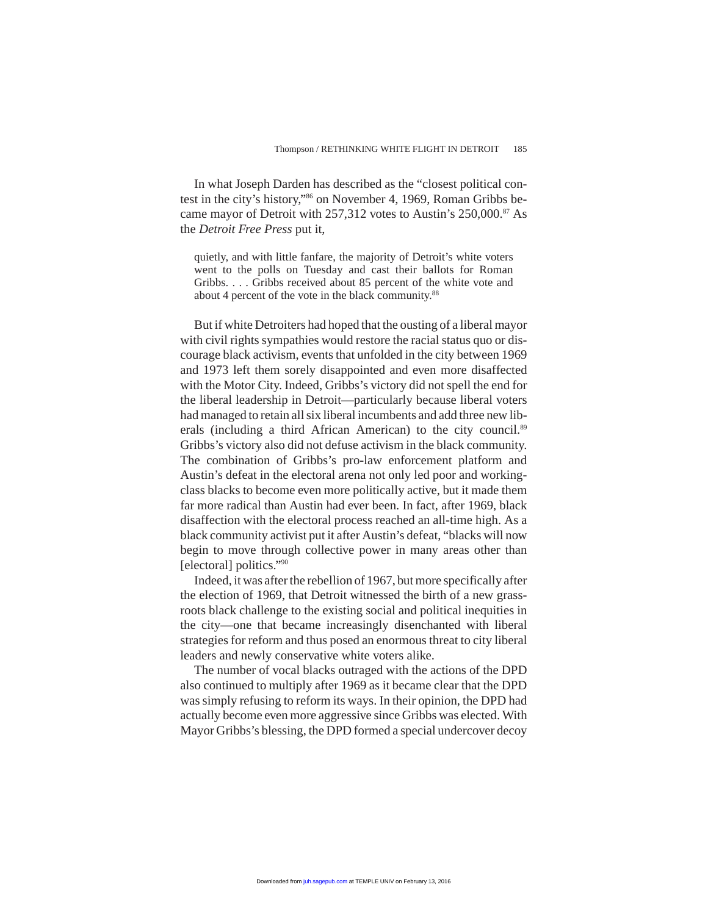In what Joseph Darden has described as the "closest political contest in the city's history,"[86] on November 4, 1969, Roman Gribbs became mayor of Detroit with 257,312 votes to Austin's 250,000.[87] As the *Detroit Free Press* put it,

> quietly, and with little fanfare, the majority of Detroit's white voters went to the polls on Tuesday and cast their ballots for Roman Gribbs. . . . Gribbs received about 85 percent of the white vote and about 4 percent of the vote in the black community.[88]

But if white Detroiters had hoped that the ousting of a liberal mayor with civil rights sympathies would restore the racial status quo or discourage black activism, events that unfolded in the city between 1969 and 1973 left them sorely disappointed and even more disaffected with the Motor City. Indeed, Gribbs's victory did not spell the end for the liberal leadership in Detroit—particularly because liberal voters had managed to retain all six liberal incumbents and add three new liberals (including a third African American) to the city council.[89] Gribbs's victory also did not defuse activism in the black community. The combination of Gribbs's pro-law enforcement platform and Austin's defeat in the electoral arena not only led poor and working-class blacks to become even more politically active, but it made them far more radical than Austin had ever been. In fact, after 1969, black disaffection with the electoral process reached an all-time high. As a black community activist put it after Austin's defeat, "blacks will now begin to move through collective power in many areas other than [electoral] politics."[90]

Indeed, it was after the rebellion of 1967, but more specifically after the election of 1969, that Detroit witnessed the birth of a new grassroots black challenge to the existing social and political inequities in the city—one that became increasingly disenchanted with liberal strategies for reform and thus posed an enormous threat to city liberal leaders and newly conservative white voters alike.

The number of vocal blacks outraged with the actions of the DPD also continued to multiply after 1969 as it became clear that the DPD was simply refusing to reform its ways. In their opinion, the DPD had actually become even more aggressive since Gribbs was elected. With Mayor Gribbs's blessing, the DPD formed a special undercover decoy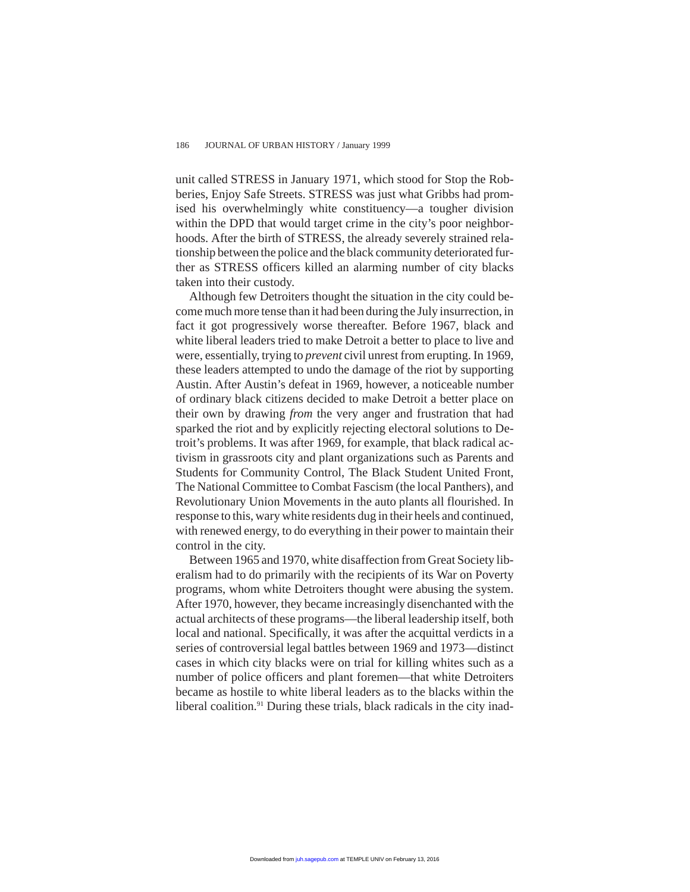unit called STRESS in January 1971, which stood for Stop the Robberies, Enjoy Safe Streets. STRESS was just what Gribbs had promised his overwhelmingly white constituency—a tougher division within the DPD that would target crime in the city's poor neighborhoods. After the birth of STRESS, the already severely strained relationship between the police and the black community deteriorated further as STRESS officers killed an alarming number of city blacks taken into their custody.

Although few Detroiters thought the situation in the city could become much more tense than it had been during the July insurrection, in fact it got progressively worse thereafter. Before 1967, black and white liberal leaders tried to make Detroit a better to place to live and were, essentially, trying to *prevent* civil unrest from erupting. In 1969, these leaders attempted to undo the damage of the riot by supporting Austin. After Austin's defeat in 1969, however, a noticeable number of ordinary black citizens decided to make Detroit a better place on their own by drawing *from* the very anger and frustration that had sparked the riot and by explicitly rejecting electoral solutions to Detroit's problems. It was after 1969, for example, that black radical activism in grassroots city and plant organizations such as Parents and Students for Community Control, The Black Student United Front, The National Committee to Combat Fascism (the local Panthers), and Revolutionary Union Movements in the auto plants all flourished. In response to this, wary white residents dug in their heels and continued, with renewed energy, to do everything in their power to maintain their control in the city.

Between 1965 and 1970, white disaffection from Great Society liberalism had to do primarily with the recipients of its War on Poverty programs, whom white Detroiters thought were abusing the system. After 1970, however, they became increasingly disenchanted with the actual architects of these programs—the liberal leadership itself, both local and national. Specifically, it was after the acquittal verdicts in a series of controversial legal battles between 1969 and 1973—distinct cases in which city blacks were on trial for killing whites such as a number of police officers and plant foremen—that white Detroiters became as hostile to white liberal leaders as to the blacks within the liberal coalition.[91] During these trials, black radicals in the city inad-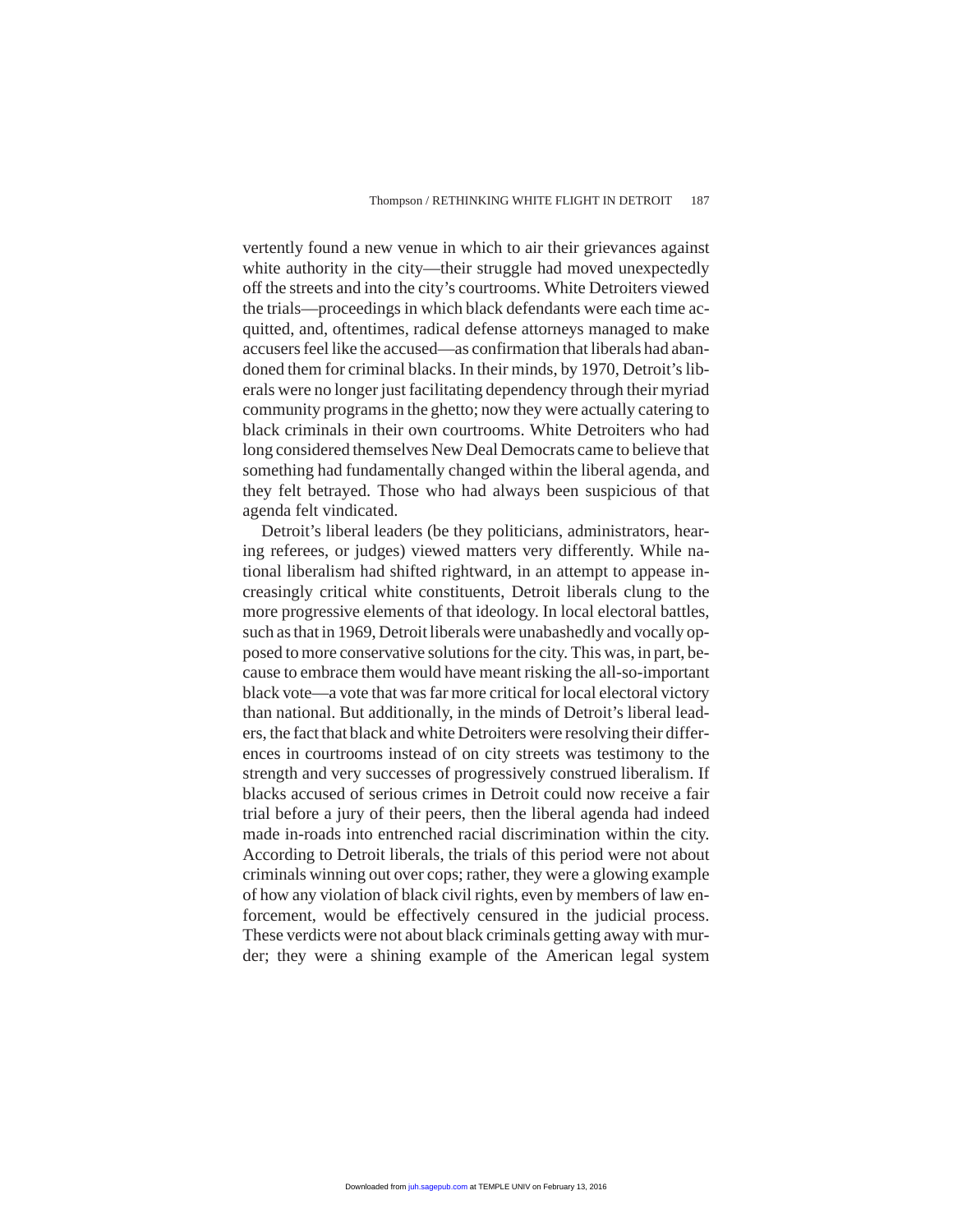vertently found a new venue in which to air their grievances against white authority in the city—their struggle had moved unexpectedly off the streets and into the city's courtrooms. White Detroiters viewed the trials—proceedings in which black defendants were each time acquitted, and, oftentimes, radical defense attorneys managed to make accusers feel like the accused—as confirmation that liberals had abandoned them for criminal blacks. In their minds, by 1970, Detroit's liberals were no longer just facilitating dependency through their myriad community programs in the ghetto; now they were actually catering to black criminals in their own courtrooms. White Detroiters who had long considered themselves New Deal Democrats came to believe that something had fundamentally changed within the liberal agenda, and they felt betrayed. Those who had always been suspicious of that agenda felt vindicated.

Detroit's liberal leaders (be they politicians, administrators, hearing referees, or judges) viewed matters very differently. While national liberalism had shifted rightward, in an attempt to appease increasingly critical white constituents, Detroit liberals clung to the more progressive elements of that ideology. In local electoral battles, such as that in 1969, Detroit liberals were unabashedly and vocally opposed to more conservative solutions for the city. This was, in part, because to embrace them would have meant risking the all-so-important black vote—a vote that was far more critical for local electoral victory than national. But additionally, in the minds of Detroit's liberal leaders, the fact that black and white Detroiters were resolving their differences in courtrooms instead of on city streets was testimony to the strength and very successes of progressively construed liberalism. If blacks accused of serious crimes in Detroit could now receive a fair trial before a jury of their peers, then the liberal agenda had indeed made in-roads into entrenched racial discrimination within the city. According to Detroit liberals, the trials of this period were not about criminals winning out over cops; rather, they were a glowing example of how any violation of black civil rights, even by members of law enforcement, would be effectively censured in the judicial process. These verdicts were not about black criminals getting away with murder; they were a shining example of the American legal system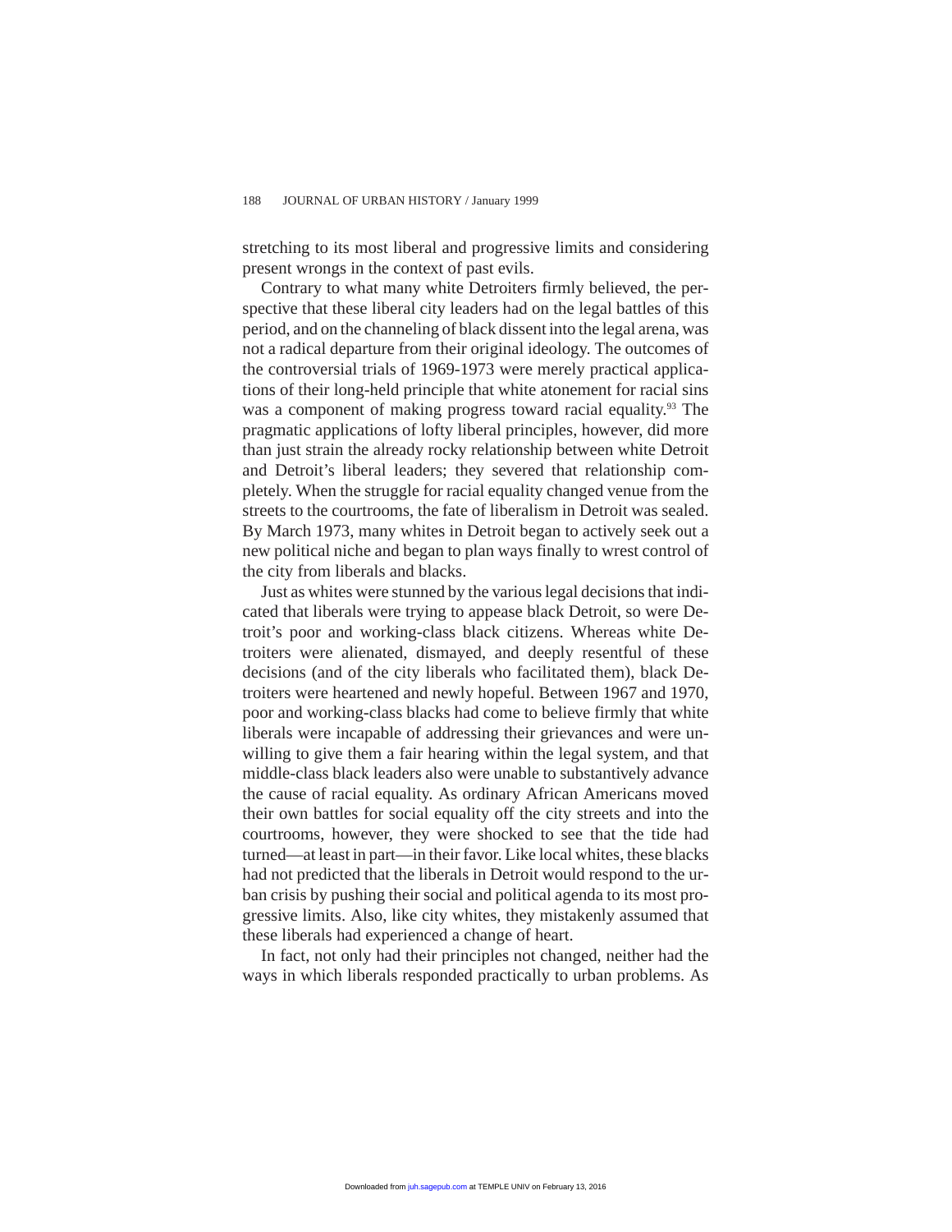stretching to its most liberal and progressive limits and considering present wrongs in the context of past evils.

Contrary to what many white Detroiters firmly believed, the perspective that these liberal city leaders had on the legal battles of this period, and on the channeling of black dissent into the legal arena, was not a radical departure from their original ideology. The outcomes of the controversial trials of 1969-1973 were merely practical applications of their long-held principle that white atonement for racial sins was a component of making progress toward racial equality.[93] The pragmatic applications of lofty liberal principles, however, did more than just strain the already rocky relationship between white Detroit and Detroit's liberal leaders; they severed that relationship completely. When the struggle for racial equality changed venue from the streets to the courtrooms, the fate of liberalism in Detroit was sealed. By March 1973, many whites in Detroit began to actively seek out a new political niche and began to plan ways finally to wrest control of the city from liberals and blacks.

Just as whites were stunned by the various legal decisions that indicated that liberals were trying to appease black Detroit, so were Detroit's poor and working-class black citizens. Whereas white Detroiters were alienated, dismayed, and deeply resentful of these decisions (and of the city liberals who facilitated them), black Detroiters were heartened and newly hopeful. Between 1967 and 1970, poor and working-class blacks had come to believe firmly that white liberals were incapable of addressing their grievances and were unwilling to give them a fair hearing within the legal system, and that middle-class black leaders also were unable to substantively advance the cause of racial equality. As ordinary African Americans moved their own battles for social equality off the city streets and into the courtrooms, however, they were shocked to see that the tide had turned—at least in part—in their favor. Like local whites, these blacks had not predicted that the liberals in Detroit would respond to the urban crisis by pushing their social and political agenda to its most progressive limits. Also, like city whites, they mistakenly assumed that these liberals had experienced a change of heart.

In fact, not only had their principles not changed, neither had the ways in which liberals responded practically to urban problems. As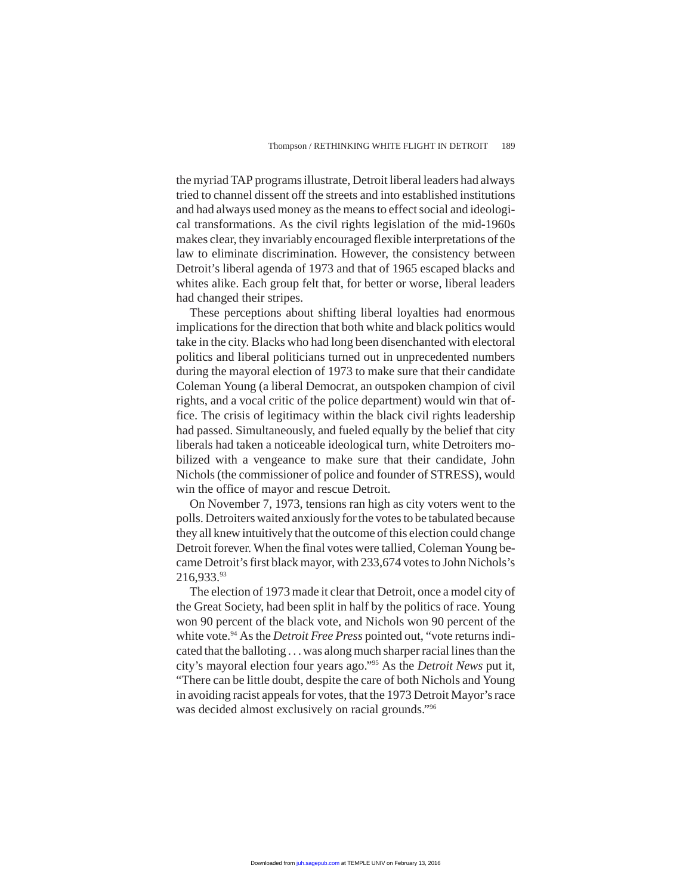the myriad TAP programs illustrate, Detroit liberal leaders had always tried to channel dissent off the streets and into established institutions and had always used money as the means to effect social and ideological transformations. As the civil rights legislation of the mid-1960s makes clear, they invariably encouraged flexible interpretations of the law to eliminate discrimination. However, the consistency between Detroit's liberal agenda of 1973 and that of 1965 escaped blacks and whites alike. Each group felt that, for better or worse, liberal leaders had changed their stripes.

These perceptions about shifting liberal loyalties had enormous implications for the direction that both white and black politics would take in the city. Blacks who had long been disenchanted with electoral politics and liberal politicians turned out in unprecedented numbers during the mayoral election of 1973 to make sure that their candidate Coleman Young (a liberal Democrat, an outspoken champion of civil rights, and a vocal critic of the police department) would win that office. The crisis of legitimacy within the black civil rights leadership had passed. Simultaneously, and fueled equally by the belief that city liberals had taken a noticeable ideological turn, white Detroiters mobilized with a vengeance to make sure that their candidate, John Nichols (the commissioner of police and founder of STRESS), would win the office of mayor and rescue Detroit.

On November 7, 1973, tensions ran high as city voters went to the polls. Detroiters waited anxiously for the votes to be tabulated because they all knew intuitively that the outcome of this election could change Detroit forever. When the final votes were tallied, Coleman Young became Detroit's first black mayor, with 233,674 votes to John Nichols's 216,933.[93]

The election of 1973 made it clear that Detroit, once a model city of the Great Society, had been split in half by the politics of race. Young won 90 percent of the black vote, and Nichols won 90 percent of the white vote.[94] As the *Detroit Free Press* pointed out, "vote returns indicated that the balloting . . . was along much sharper racial lines than the city's mayoral election four years ago."[95] As the *Detroit News* put it, "There can be little doubt, despite the care of both Nichols and Young in avoiding racist appeals for votes, that the 1973 Detroit Mayor's race was decided almost exclusively on racial grounds."[96]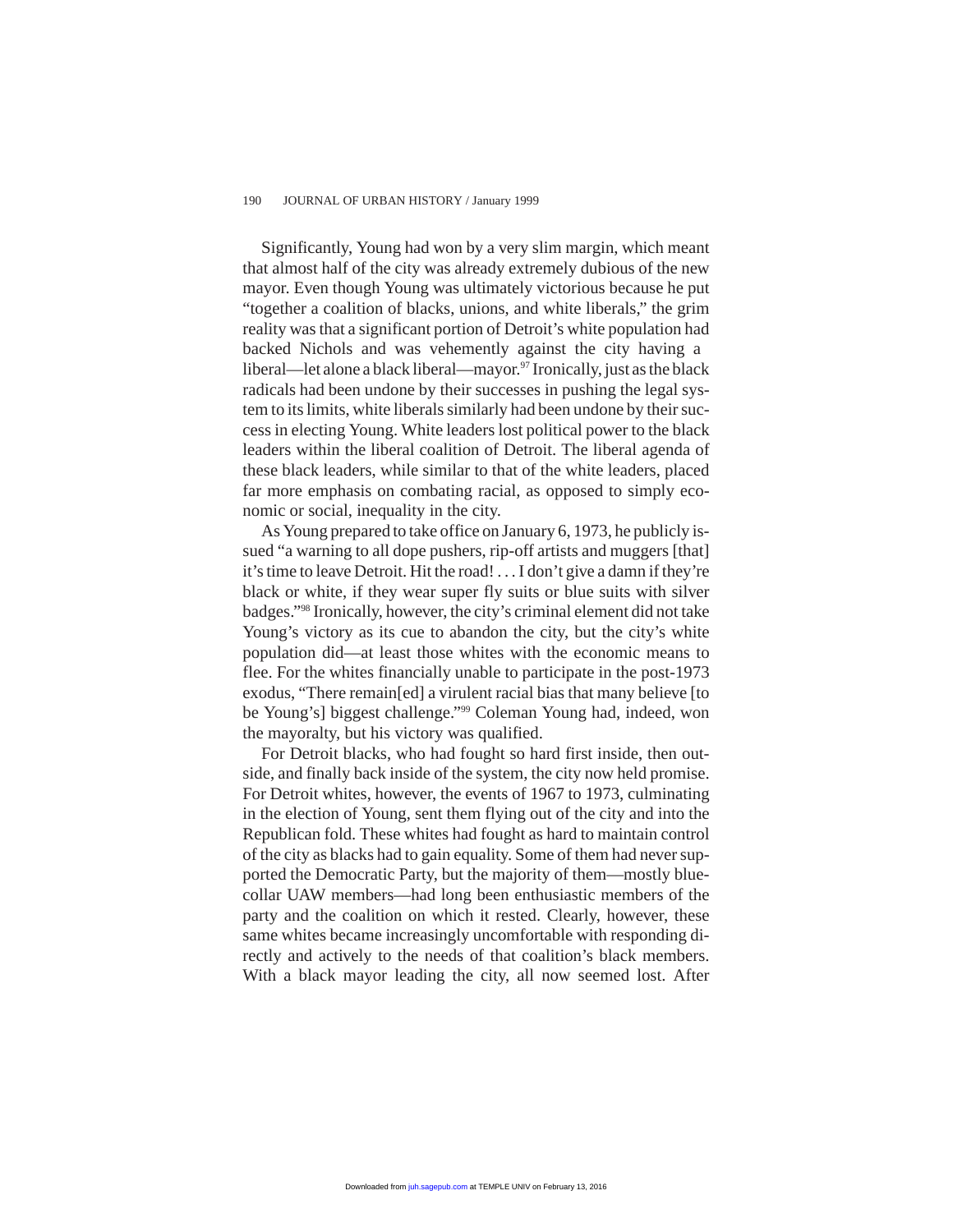Significantly, Young had won by a very slim margin, which meant that almost half of the city was already extremely dubious of the new mayor. Even though Young was ultimately victorious because he put "together a coalition of blacks, unions, and white liberals," the grim reality was that a significant portion of Detroit's white population had backed Nichols and was vehemently against the city having a liberal—let alone a black liberal—mayor.[97] Ironically, just as the black radicals had been undone by their successes in pushing the legal system to its limits, white liberals similarly had been undone by their success in electing Young. White leaders lost political power to the black leaders within the liberal coalition of Detroit. The liberal agenda of these black leaders, while similar to that of the white leaders, placed far more emphasis on combating racial, as opposed to simply economic or social, inequality in the city.

As Young prepared to take office on January 6, 1973, he publicly issued "a warning to all dope pushers, rip-off artists and muggers [that] it's time to leave Detroit. Hit the road! . . . I don't give a damn if they're black or white, if they wear super fly suits or blue suits with silver badges."[98] Ironically, however, the city's criminal element did not take Young's victory as its cue to abandon the city, but the city's white population did—at least those whites with the economic means to flee. For the whites financially unable to participate in the post-1973 exodus, "There remain[ed] a virulent racial bias that many believe [to be Young's] biggest challenge."[99] Coleman Young had, indeed, won the mayoralty, but his victory was qualified.

For Detroit blacks, who had fought so hard first inside, then outside, and finally back inside of the system, the city now held promise. For Detroit whites, however, the events of 1967 to 1973, culminating in the election of Young, sent them flying out of the city and into the Republican fold. These whites had fought as hard to maintain control of the city as blacks had to gain equality. Some of them had never supported the Democratic Party, but the majority of them—mostly blue-collar UAW members—had long been enthusiastic members of the party and the coalition on which it rested. Clearly, however, these same whites became increasingly uncomfortable with responding directly and actively to the needs of that coalition's black members. With a black mayor leading the city, all now seemed lost. After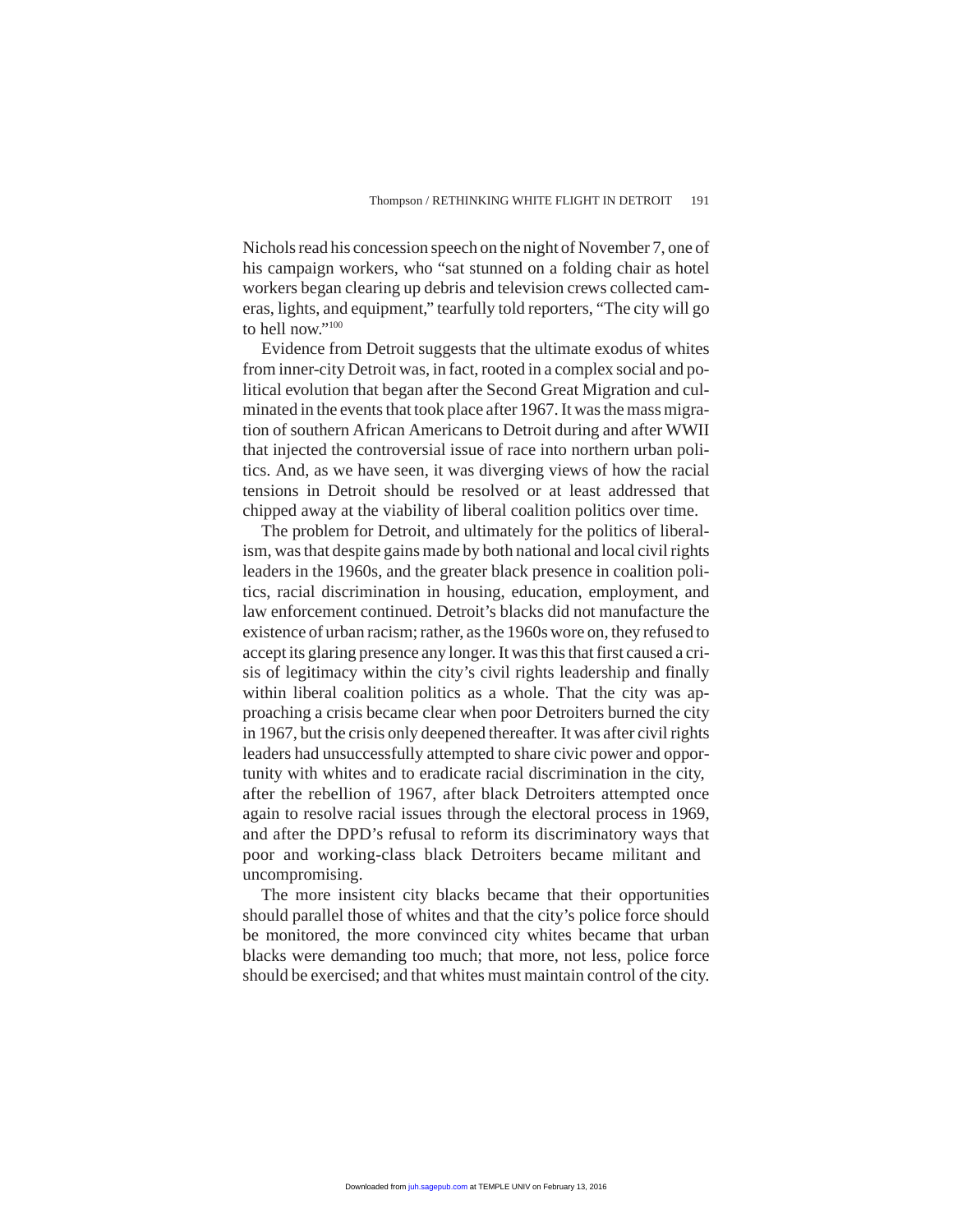Nichols read his concession speech on the night of November 7, one of his campaign workers, who "sat stunned on a folding chair as hotel workers began clearing up debris and television crews collected cameras, lights, and equipment," tearfully told reporters, "The city will go to hell now."[100]

Evidence from Detroit suggests that the ultimate exodus of whites from inner-city Detroit was, in fact, rooted in a complex social and political evolution that began after the Second Great Migration and culminated in the events that took place after 1967. It was the mass migration of southern African Americans to Detroit during and after WWII that injected the controversial issue of race into northern urban politics. And, as we have seen, it was diverging views of how the racial tensions in Detroit should be resolved or at least addressed that chipped away at the viability of liberal coalition politics over time.

The problem for Detroit, and ultimately for the politics of liberalism, was that despite gains made by both national and local civil rights leaders in the 1960s, and the greater black presence in coalition politics, racial discrimination in housing, education, employment, and law enforcement continued. Detroit's blacks did not manufacture the existence of urban racism; rather, as the 1960s wore on, they refused to accept its glaring presence any longer. It was this that first caused a crisis of legitimacy within the city's civil rights leadership and finally within liberal coalition politics as a whole. That the city was approaching a crisis became clear when poor Detroiters burned the city in 1967, but the crisis only deepened thereafter. It was after civil rights leaders had unsuccessfully attempted to share civic power and opportunity with whites and to eradicate racial discrimination in the city, after the rebellion of 1967, after black Detroiters attempted once again to resolve racial issues through the electoral process in 1969, and after the DPD's refusal to reform its discriminatory ways that poor and working-class black Detroiters became militant and uncompromising.

The more insistent city blacks became that their opportunities should parallel those of whites and that the city's police force should be monitored, the more convinced city whites became that urban blacks were demanding too much; that more, not less, police force should be exercised; and that whites must maintain control of the city.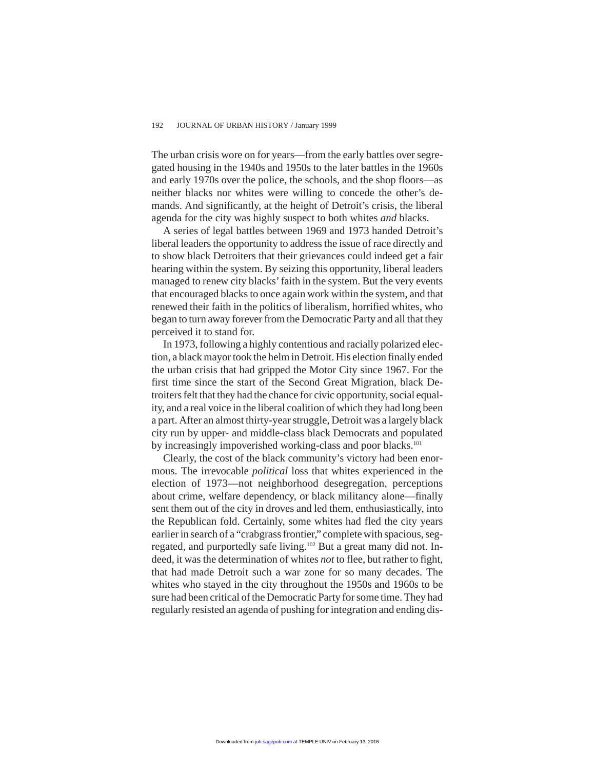The urban crisis wore on for years—from the early battles over segregated housing in the 1940s and 1950s to the later battles in the 1960s and early 1970s over the police, the schools, and the shop floors—as neither blacks nor whites were willing to concede the other's demands. And significantly, at the height of Detroit's crisis, the liberal agenda for the city was highly suspect to both whites *and* blacks.

A series of legal battles between 1969 and 1973 handed Detroit's liberal leaders the opportunity to address the issue of race directly and to show black Detroiters that their grievances could indeed get a fair hearing within the system. By seizing this opportunity, liberal leaders managed to renew city blacks' faith in the system. But the very events that encouraged blacks to once again work within the system, and that renewed their faith in the politics of liberalism, horrified whites, who began to turn away forever from the Democratic Party and all that they perceived it to stand for.

In 1973, following a highly contentious and racially polarized election, a black mayor took the helm in Detroit. His election finally ended the urban crisis that had gripped the Motor City since 1967. For the first time since the start of the Second Great Migration, black Detroiters felt that they had the chance for civic opportunity, social equality, and a real voice in the liberal coalition of which they had long been a part. After an almost thirty-year struggle, Detroit was a largely black city run by upper- and middle-class black Democrats and populated by increasingly impoverished working-class and poor blacks.[101]

Clearly, the cost of the black community's victory had been enormous. The irrevocable *political* loss that whites experienced in the election of 1973—not neighborhood desegregation, perceptions about crime, welfare dependency, or black militancy alone—finally sent them out of the city in droves and led them, enthusiastically, into the Republican fold. Certainly, some whites had fled the city years earlier in search of a "crabgrass frontier," complete with spacious, segregated, and purportedly safe living.[102] But a great many did not. Indeed, it was the determination of whites *not* to flee, but rather to fight, that had made Detroit such a war zone for so many decades. The whites who stayed in the city throughout the 1950s and 1960s to be sure had been critical of the Democratic Party for some time. They had regularly resisted an agenda of pushing for integration and ending dis-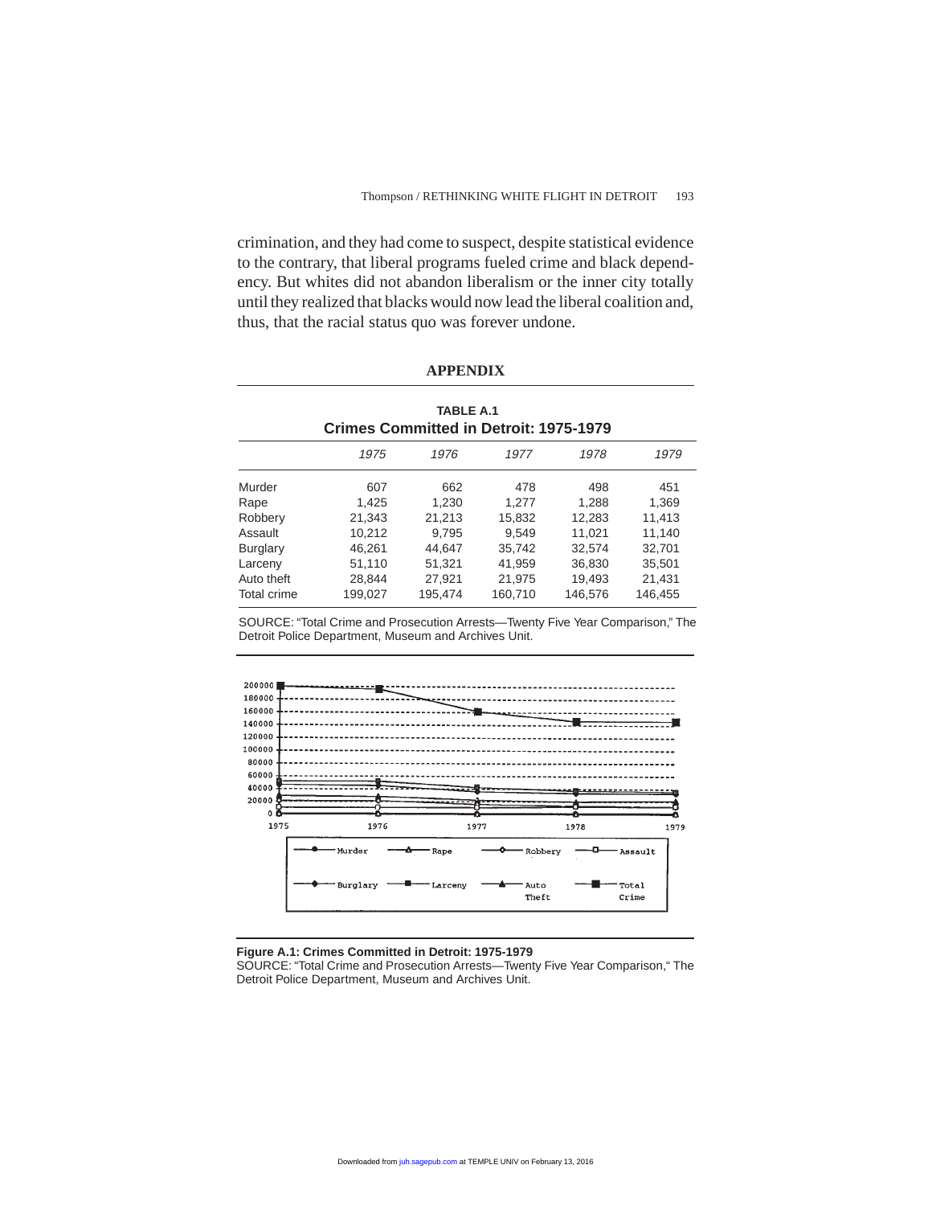crimination, and they had come to suspect, despite statistical evidence to the contrary, that liberal programs fueled crime and black dependency. But whites did not abandon liberalism or the inner city totally until they realized that blacks would now lead the liberal coalition and, thus, that the racial status quo was forever undone.

## APPENDIX

**TABLE A.1**
**Crimes Committed in Detroit: 1975-1979**

| | *1975* | *1976* | *1977* | *1978* | *1979* |
|---|---|---|---|---|---|
| Murder | 607 | 662 | 478 | 498 | 451 |
| Rape | 1,425 | 1,230 | 1,277 | 1,288 | 1,369 |
| Robbery | 21,343 | 21,213 | 15,832 | 12,283 | 11,413 |
| Assault | 10,212 | 9,795 | 9,549 | 11,021 | 11,140 |
| Burglary | 46,261 | 44,647 | 35,742 | 32,574 | 32,701 |
| Larceny | 51,110 | 51,321 | 41,959 | 36,830 | 35,501 |
| Auto theft | 28,844 | 27,921 | 21,975 | 19,493 | 21,431 |
| Total crime | 199,027 | 195,474 | 160,710 | 146,576 | 146,455 |

SOURCE: "Total Crime and Prosecution Arrests—Twenty Five Year Comparison," The Detroit Police Department, Museum and Archives Unit.

**Figure A.1: Crimes Committed in Detroit: 1975-1979**
SOURCE: "Total Crime and Prosecution Arrests—Twenty Five Year Comparison," The Detroit Police Department, Museum and Archives Unit.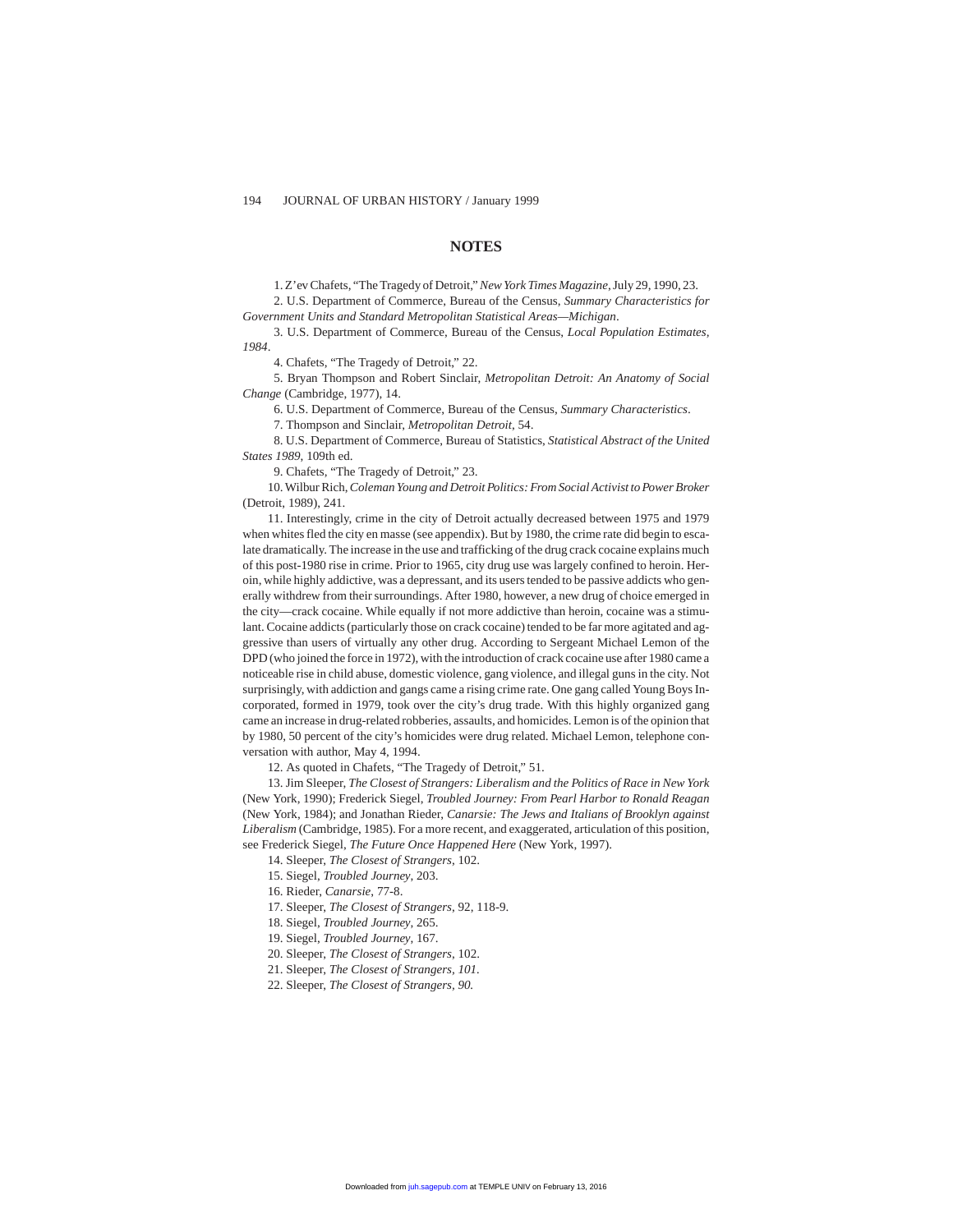## NOTES

1. Z'ev Chafets, "The Tragedy of Detroit," *New York Times Magazine*, July 29, 1990, 23.

2. U.S. Department of Commerce, Bureau of the Census, *Summary Characteristics for Government Units and Standard Metropolitan Statistical Areas—Michigan*.

3. U.S. Department of Commerce, Bureau of the Census, *Local Population Estimates, 1984*.

4. Chafets, "The Tragedy of Detroit," 22.

5. Bryan Thompson and Robert Sinclair, *Metropolitan Detroit: An Anatomy of Social Change* (Cambridge, 1977), 14.

6. U.S. Department of Commerce, Bureau of the Census, *Summary Characteristics*.

7. Thompson and Sinclair, *Metropolitan Detroit*, 54.

8. U.S. Department of Commerce, Bureau of Statistics, *Statistical Abstract of the United States 1989*, 109th ed.

9. Chafets, "The Tragedy of Detroit," 23.

10. Wilbur Rich, *Coleman Young and Detroit Politics: From Social Activist to Power Broker* (Detroit, 1989), 241.

11. Interestingly, crime in the city of Detroit actually decreased between 1975 and 1979 when whites fled the city en masse (see appendix). But by 1980, the crime rate did begin to escalate dramatically. The increase in the use and trafficking of the drug crack cocaine explains much of this post-1980 rise in crime. Prior to 1965, city drug use was largely confined to heroin. Heroin, while highly addictive, was a depressant, and its users tended to be passive addicts who generally withdrew from their surroundings. After 1980, however, a new drug of choice emerged in the city—crack cocaine. While equally if not more addictive than heroin, cocaine was a stimulant. Cocaine addicts (particularly those on crack cocaine) tended to be far more agitated and aggressive than users of virtually any other drug. According to Sergeant Michael Lemon of the DPD (who joined the force in 1972), with the introduction of crack cocaine use after 1980 came a noticeable rise in child abuse, domestic violence, gang violence, and illegal guns in the city. Not surprisingly, with addiction and gangs came a rising crime rate. One gang called Young Boys Incorporated, formed in 1979, took over the city's drug trade. With this highly organized gang came an increase in drug-related robberies, assaults, and homicides. Lemon is of the opinion that by 1980, 50 percent of the city's homicides were drug related. Michael Lemon, telephone conversation with author, May 4, 1994.

12. As quoted in Chafets, "The Tragedy of Detroit," 51.

13. Jim Sleeper, *The Closest of Strangers: Liberalism and the Politics of Race in New York* (New York, 1990); Frederick Siegel, *Troubled Journey: From Pearl Harbor to Ronald Reagan* (New York, 1984); and Jonathan Rieder, *Canarsie: The Jews and Italians of Brooklyn against Liberalism* (Cambridge, 1985). For a more recent, and exaggerated, articulation of this position, see Frederick Siegel, *The Future Once Happened Here* (New York, 1997).

14. Sleeper, *The Closest of Strangers*, 102.

15. Siegel, *Troubled Journey*, 203.

16. Rieder, *Canarsie*, 77-8.

17. Sleeper, *The Closest of Strangers*, 92, 118-9.

18. Siegel, *Troubled Journey*, 265.

19. Siegel, *Troubled Journey*, 167.

20. Sleeper, *The Closest of Strangers*, 102.

21. Sleeper, *The Closest of Strangers, 101*.

22. Sleeper, *The Closest of Strangers, 90.*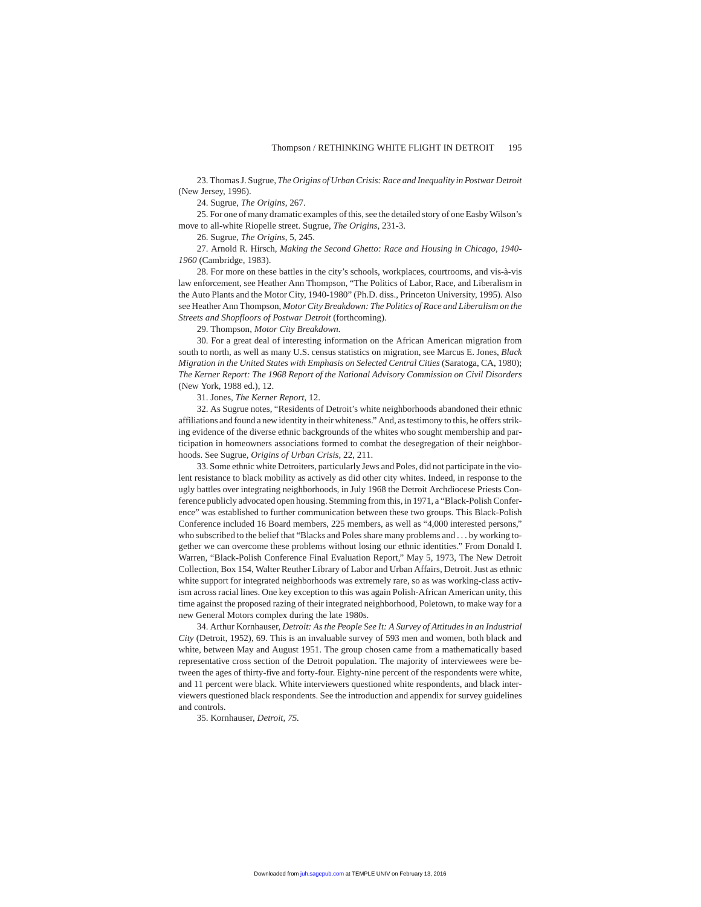23. Thomas J. Sugrue, *The Origins of Urban Crisis: Race and Inequality in Postwar Detroit* (New Jersey, 1996).

24. Sugrue, *The Origins*, 267.

25. For one of many dramatic examples of this, see the detailed story of one Easby Wilson's move to all-white Riopelle street. Sugrue, *The Origins*, 231-3.

26. Sugrue, *The Origins*, 5, 245.

27. Arnold R. Hirsch, *Making the Second Ghetto: Race and Housing in Chicago, 1940-1960* (Cambridge, 1983).

28. For more on these battles in the city's schools, workplaces, courtrooms, and vis-à-vis law enforcement, see Heather Ann Thompson, "The Politics of Labor, Race, and Liberalism in the Auto Plants and the Motor City, 1940-1980" (Ph.D. diss., Princeton University, 1995). Also see Heather Ann Thompson, *Motor City Breakdown: The Politics of Race and Liberalism on the Streets and Shopfloors of Postwar Detroit* (forthcoming).

29. Thompson, *Motor City Breakdown*.

30. For a great deal of interesting information on the African American migration from south to north, as well as many U.S. census statistics on migration, see Marcus E. Jones, *Black Migration in the United States with Emphasis on Selected Central Cities* (Saratoga, CA, 1980); *The Kerner Report: The 1968 Report of the National Advisory Commission on Civil Disorders* (New York, 1988 ed.), 12.

31. Jones, *The Kerner Report*, 12.

32. As Sugrue notes, "Residents of Detroit's white neighborhoods abandoned their ethnic affiliations and found a new identity in their whiteness." And, as testimony to this, he offers striking evidence of the diverse ethnic backgrounds of the whites who sought membership and participation in homeowners associations formed to combat the desegregation of their neighborhoods. See Sugrue, *Origins of Urban Crisis*, 22, 211.

33. Some ethnic white Detroiters, particularly Jews and Poles, did not participate in the violent resistance to black mobility as actively as did other city whites. Indeed, in response to the ugly battles over integrating neighborhoods, in July 1968 the Detroit Archdiocese Priests Conference publicly advocated open housing. Stemming from this, in 1971, a "Black-Polish Conference" was established to further communication between these two groups. This Black-Polish Conference included 16 Board members, 225 members, as well as "4,000 interested persons," who subscribed to the belief that "Blacks and Poles share many problems and . . . by working together we can overcome these problems without losing our ethnic identities." From Donald I. Warren, "Black-Polish Conference Final Evaluation Report," May 5, 1973, The New Detroit Collection, Box 154, Walter Reuther Library of Labor and Urban Affairs, Detroit. Just as ethnic white support for integrated neighborhoods was extremely rare, so as was working-class activism across racial lines. One key exception to this was again Polish-African American unity, this time against the proposed razing of their integrated neighborhood, Poletown, to make way for a new General Motors complex during the late 1980s.

34. Arthur Kornhauser, *Detroit: As the People See It: A Survey of Attitudes in an Industrial City* (Detroit, 1952), 69. This is an invaluable survey of 593 men and women, both black and white, between May and August 1951. The group chosen came from a mathematically based representative cross section of the Detroit population. The majority of interviewees were between the ages of thirty-five and forty-four. Eighty-nine percent of the respondents were white, and 11 percent were black. White interviewers questioned white respondents, and black interviewers questioned black respondents. See the introduction and appendix for survey guidelines and controls.

35. Kornhauser, *Detroit, 75.*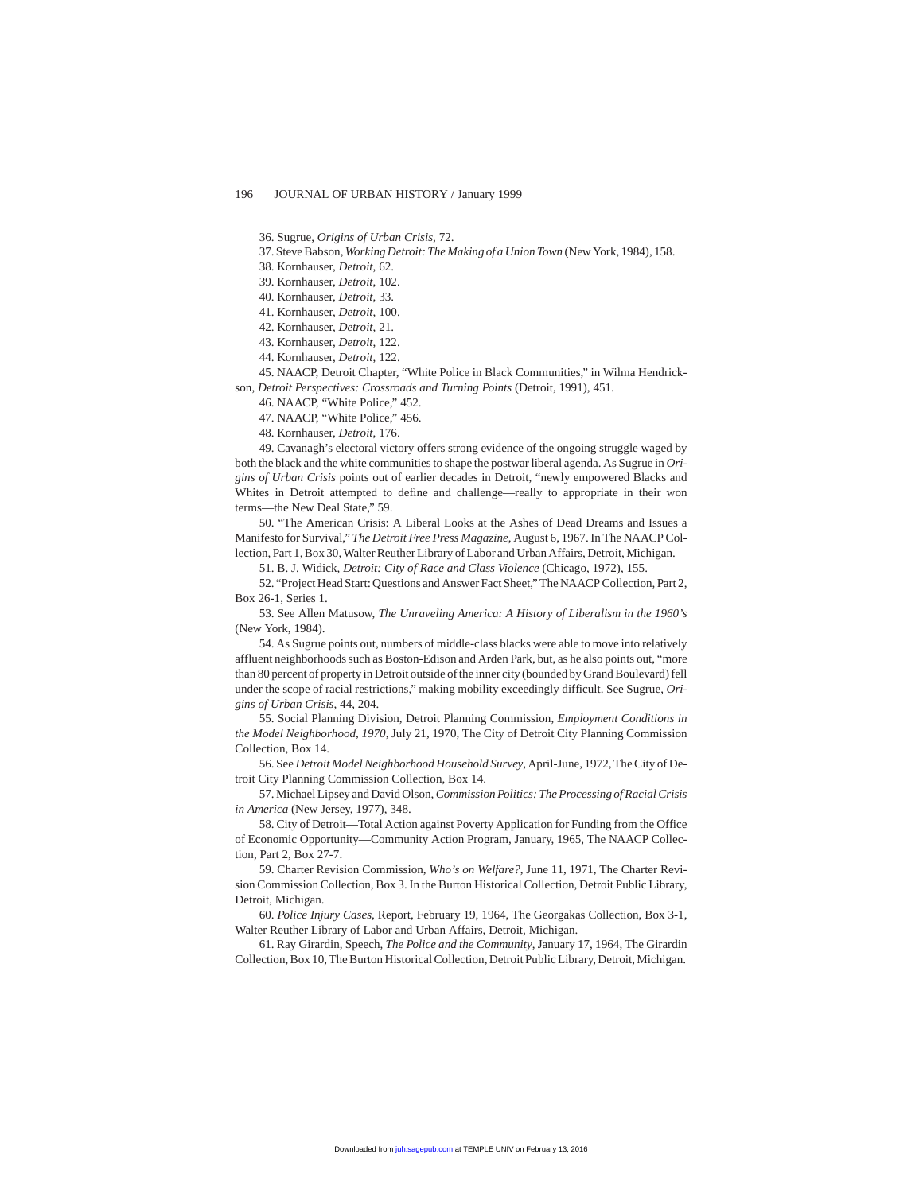36. Sugrue, *Origins of Urban Crisis*, 72.

37. Steve Babson, *Working Detroit: The Making of a Union Town* (New York, 1984), 158.

38. Kornhauser, *Detroit*, 62.

39. Kornhauser, *Detroit*, 102.

40. Kornhauser, *Detroit*, 33.

41. Kornhauser, *Detroit*, 100.

42. Kornhauser, *Detroit*, 21.

43. Kornhauser, *Detroit*, 122.

44. Kornhauser, *Detroit*, 122.

45. NAACP, Detroit Chapter, "White Police in Black Communities," in Wilma Hendrickson, *Detroit Perspectives: Crossroads and Turning Points* (Detroit, 1991), 451.

46. NAACP, "White Police," 452.

47. NAACP, "White Police," 456.

48. Kornhauser, *Detroit*, 176.

49. Cavanagh's electoral victory offers strong evidence of the ongoing struggle waged by both the black and the white communities to shape the postwar liberal agenda. As Sugrue in *Origins of Urban Crisis* points out of earlier decades in Detroit, "newly empowered Blacks and Whites in Detroit attempted to define and challenge—really to appropriate in their won terms—the New Deal State," 59.

50. "The American Crisis: A Liberal Looks at the Ashes of Dead Dreams and Issues a Manifesto for Survival," *The Detroit Free Press Magazine*, August 6, 1967. In The NAACP Collection, Part 1, Box 30, Walter Reuther Library of Labor and Urban Affairs, Detroit, Michigan.

51. B. J. Widick, *Detroit: City of Race and Class Violence* (Chicago, 1972), 155.

52. "Project Head Start: Questions and Answer Fact Sheet," The NAACP Collection, Part 2, Box 26-1, Series 1.

53. See Allen Matusow, *The Unraveling America: A History of Liberalism in the 1960's* (New York, 1984).

54. As Sugrue points out, numbers of middle-class blacks were able to move into relatively affluent neighborhoods such as Boston-Edison and Arden Park, but, as he also points out, "more than 80 percent of property in Detroit outside of the inner city (bounded by Grand Boulevard) fell under the scope of racial restrictions," making mobility exceedingly difficult. See Sugrue, *Origins of Urban Crisis*, 44, 204.

55. Social Planning Division, Detroit Planning Commission, *Employment Conditions in the Model Neighborhood, 1970*, July 21, 1970, The City of Detroit City Planning Commission Collection, Box 14.

56. See *Detroit Model Neighborhood Household Survey*, April-June, 1972, The City of Detroit City Planning Commission Collection, Box 14.

57. Michael Lipsey and David Olson, *Commission Politics: The Processing of Racial Crisis in America* (New Jersey, 1977), 348.

58. City of Detroit—Total Action against Poverty Application for Funding from the Office of Economic Opportunity—Community Action Program, January, 1965, The NAACP Collection, Part 2, Box 27-7.

59. Charter Revision Commission, *Who's on Welfare?*, June 11, 1971, The Charter Revision Commission Collection, Box 3. In the Burton Historical Collection, Detroit Public Library, Detroit, Michigan.

60. *Police Injury Cases*, Report, February 19, 1964, The Georgakas Collection, Box 3-1, Walter Reuther Library of Labor and Urban Affairs, Detroit, Michigan.

61. Ray Girardin, Speech, *The Police and the Community*, January 17, 1964, The Girardin Collection, Box 10, The Burton Historical Collection, Detroit Public Library, Detroit, Michigan.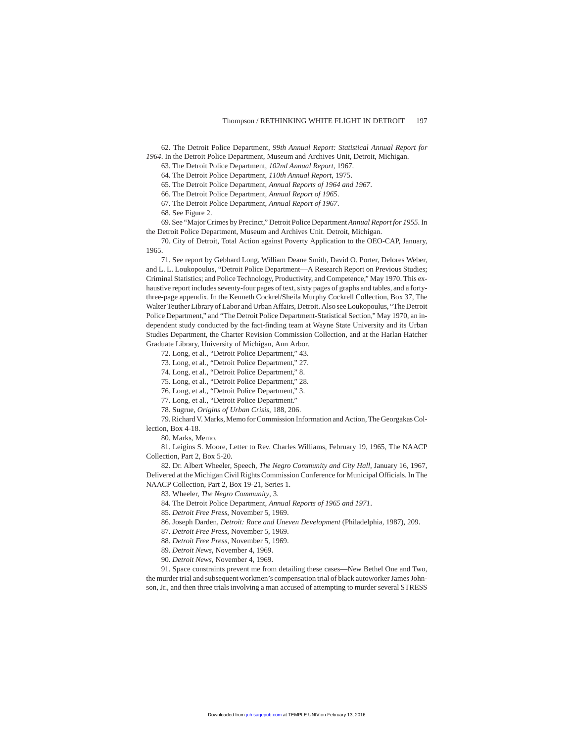62. The Detroit Police Department, *99th Annual Report: Statistical Annual Report for 1964*. In the Detroit Police Department, Museum and Archives Unit, Detroit, Michigan.

63. The Detroit Police Department, *102nd Annual Report*, 1967.

64. The Detroit Police Department, *110th Annual Report*, 1975.

65. The Detroit Police Department, *Annual Reports of 1964 and 1967*.

66. The Detroit Police Department, *Annual Report of 1965*.

67. The Detroit Police Department, *Annual Report of 1967*.

68. See Figure 2.

69. See "Major Crimes by Precinct," Detroit Police Department *Annual Report for 1955*. In the Detroit Police Department, Museum and Archives Unit. Detroit, Michigan.

70. City of Detroit, Total Action against Poverty Application to the OEO-CAP, January, 1965.

71. See report by Gebhard Long, William Deane Smith, David O. Porter, Delores Weber, and L. L. Loukopoulus, "Detroit Police Department—A Research Report on Previous Studies; Criminal Statistics; and Police Technology, Productivity, and Competence," May 1970. This exhaustive report includes seventy-four pages of text, sixty pages of graphs and tables, and a forty-three-page appendix. In the Kenneth Cockrel/Sheila Murphy Cockrell Collection, Box 37, The Walter Teuther Library of Labor and Urban Affairs, Detroit. Also see Loukopoulus, "The Detroit Police Department," and "The Detroit Police Department-Statistical Section," May 1970, an independent study conducted by the fact-finding team at Wayne State University and its Urban Studies Department, the Charter Revision Commission Collection, and at the Harlan Hatcher Graduate Library, University of Michigan, Ann Arbor.

72. Long, et al., "Detroit Police Department," 43.

73. Long, et al., "Detroit Police Department," 27.

74. Long, et al., "Detroit Police Department," 8.

75. Long, et al., "Detroit Police Department," 28.

76. Long, et al., "Detroit Police Department," 3.

77. Long, et al., "Detroit Police Department."

78. Sugrue, *Origins of Urban Crisis*, 188, 206.

79. Richard V. Marks, Memo for Commission Information and Action, The Georgakas Collection, Box 4-18.

80. Marks, Memo.

81. Leigins S. Moore, Letter to Rev. Charles Williams, February 19, 1965, The NAACP Collection, Part 2, Box 5-20.

82. Dr. Albert Wheeler, Speech, *The Negro Community and City Hall*, January 16, 1967, Delivered at the Michigan Civil Rights Commission Conference for Municipal Officials. In The NAACP Collection, Part 2, Box 19-21, Series 1.

83. Wheeler, *The Negro Community*, 3.

84. The Detroit Police Department, *Annual Reports of 1965 and 1971*.

85. *Detroit Free Press*, November 5, 1969.

86. Joseph Darden, *Detroit: Race and Uneven Development* (Philadelphia, 1987), 209.

87. *Detroit Free Press*, November 5, 1969.

88. *Detroit Free Press*, November 5, 1969.

89. *Detroit News*, November 4, 1969.

90. *Detroit News*, November 4, 1969.

91. Space constraints prevent me from detailing these cases—New Bethel One and Two, the murder trial and subsequent workmen's compensation trial of black autoworker James Johnson, Jr., and then three trials involving a man accused of attempting to murder several STRESS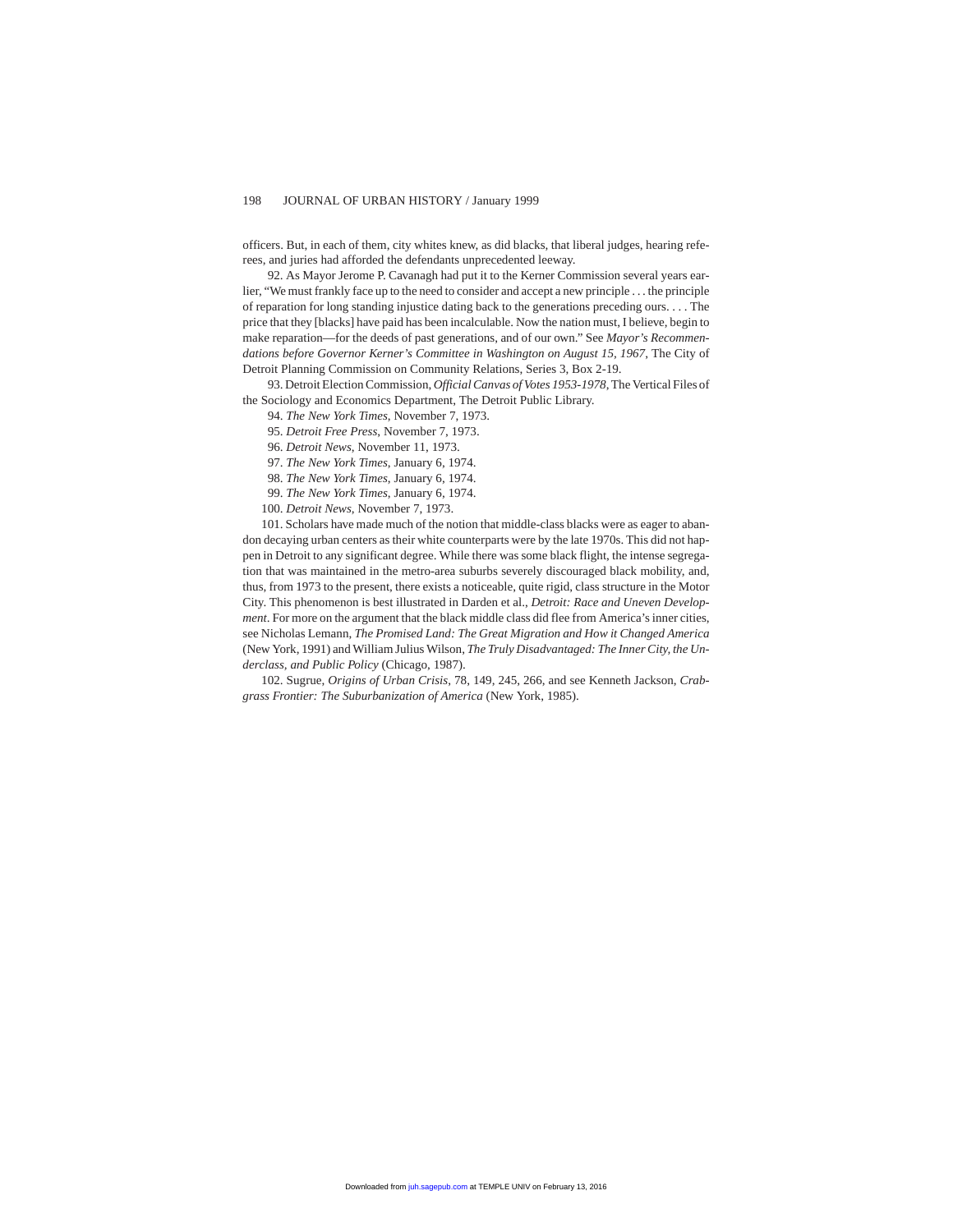officers. But, in each of them, city whites knew, as did blacks, that liberal judges, hearing referees, and juries had afforded the defendants unprecedented leeway.

92. As Mayor Jerome P. Cavanagh had put it to the Kerner Commission several years earlier, "We must frankly face up to the need to consider and accept a new principle . . . the principle of reparation for long standing injustice dating back to the generations preceding ours. . . . The price that they [blacks] have paid has been incalculable. Now the nation must, I believe, begin to make reparation—for the deeds of past generations, and of our own." See *Mayor's Recommendations before Governor Kerner's Committee in Washington on August 15, 1967*, The City of Detroit Planning Commission on Community Relations, Series 3, Box 2-19.

93. Detroit Election Commission, *Official Canvas of Votes 1953-1978*, The Vertical Files of the Sociology and Economics Department, The Detroit Public Library.

94. *The New York Times*, November 7, 1973.

95. *Detroit Free Press*, November 7, 1973.

96. *Detroit News*, November 11, 1973.

97. *The New York Times*, January 6, 1974.

98. *The New York Times*, January 6, 1974.

99. *The New York Times*, January 6, 1974.

100. *Detroit News*, November 7, 1973.

101. Scholars have made much of the notion that middle-class blacks were as eager to abandon decaying urban centers as their white counterparts were by the late 1970s. This did not happen in Detroit to any significant degree. While there was some black flight, the intense segregation that was maintained in the metro-area suburbs severely discouraged black mobility, and, thus, from 1973 to the present, there exists a noticeable, quite rigid, class structure in the Motor City. This phenomenon is best illustrated in Darden et al., *Detroit: Race and Uneven Development*. For more on the argument that the black middle class did flee from America's inner cities, see Nicholas Lemann, *The Promised Land: The Great Migration and How it Changed America* (New York, 1991) and William Julius Wilson, *The Truly Disadvantaged: The Inner City, the Underclass, and Public Policy* (Chicago, 1987).

102. Sugrue, *Origins of Urban Crisis*, 78, 149, 245, 266, and see Kenneth Jackson, *Crabgrass Frontier: The Suburbanization of America* (New York, 1985).